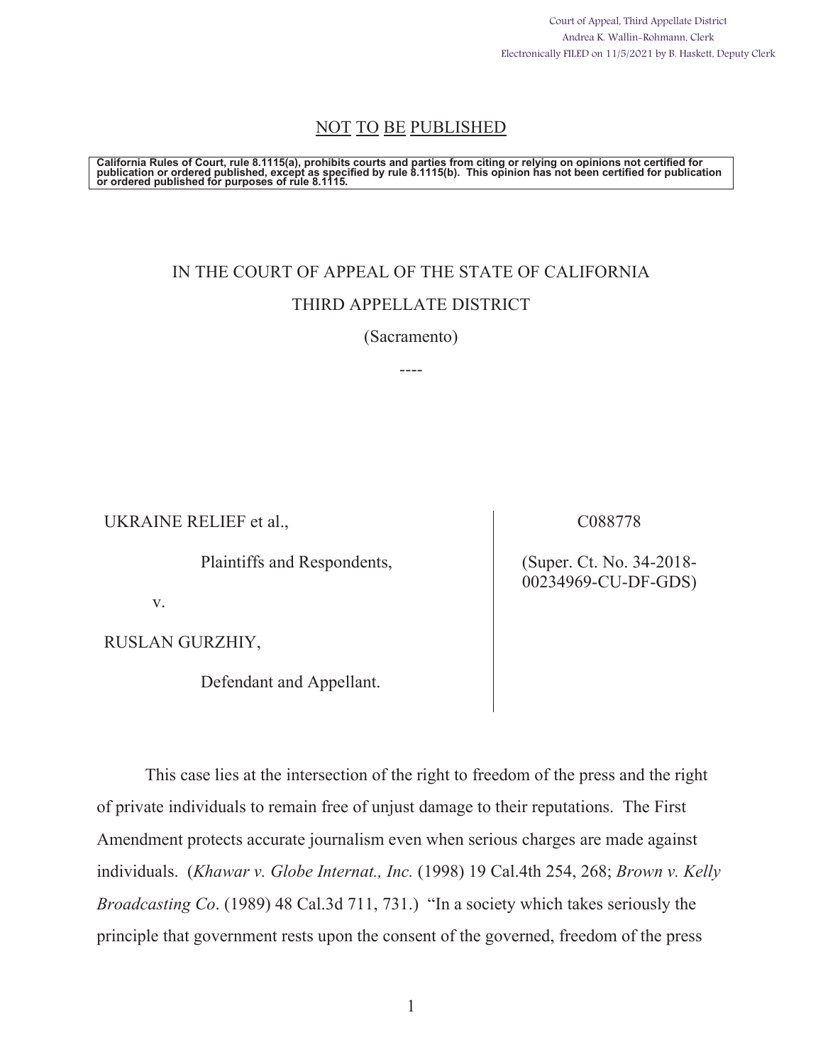Court of Appeal, Third Appellate District
Andrea K. Wallin-Rohmann, Clerk
Electronically FILED on 11/5/2021 by B. Haskett, Deputy Clerk

NOT TO BE PUBLISHED

**California Rules of Court, rule 8.1115(a), prohibits courts and parties from citing or relying on opinions not certified for publication or ordered published, except as specified by rule 8.1115(b). This opinion has not been certified for publication or ordered published for purposes of rule 8.1115.**

IN THE COURT OF APPEAL OF THE STATE OF CALIFORNIA

THIRD APPELLATE DISTRICT

(Sacramento)

----

| | |
|---|---|
| UKRAINE RELIEF et al.,<br><br>Plaintiffs and Respondents,<br><br>v.<br><br>RUSLAN GURZHIY,<br><br>Defendant and Appellant. | C088778<br><br>(Super. Ct. No. 34-2018-00234969-CU-DF-GDS) |

This case lies at the intersection of the right to freedom of the press and the right of private individuals to remain free of unjust damage to their reputations. The First Amendment protects accurate journalism even when serious charges are made against individuals. (*Khawar v. Globe Internat., Inc.* (1998) 19 Cal.4th 254, 268; *Brown v. Kelly Broadcasting Co*. (1989) 48 Cal.3d 711, 731.) "In a society which takes seriously the principle that government rests upon the consent of the governed, freedom of the press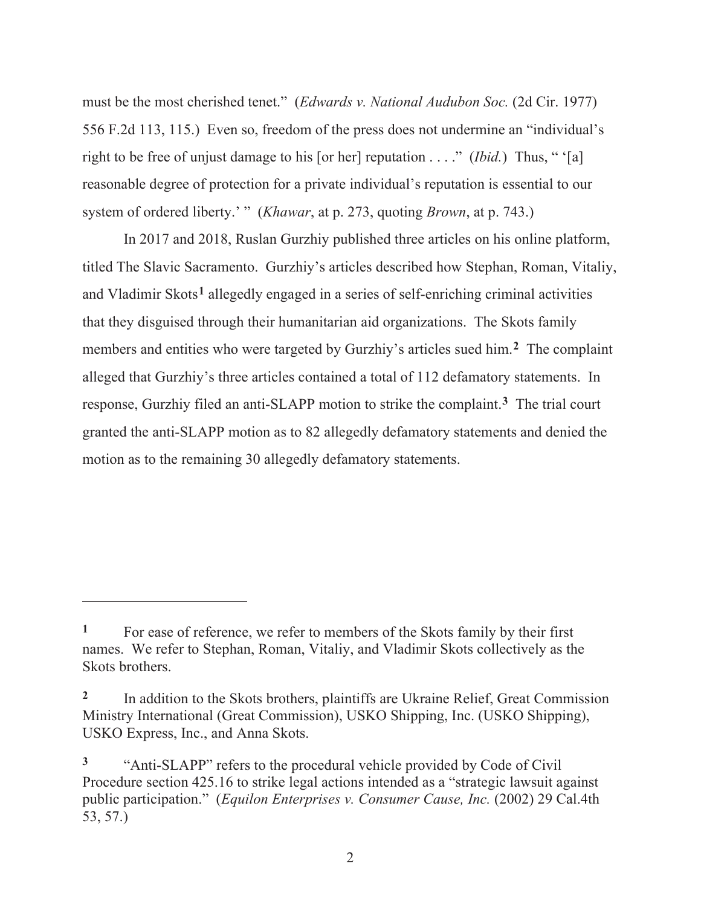must be the most cherished tenet." (*Edwards v. National Audubon Soc.* (2d Cir. 1977) 556 F.2d 113, 115.) Even so, freedom of the press does not undermine an "individual's right to be free of unjust damage to his [or her] reputation . . . ." (*Ibid.*) Thus, " '[a] reasonable degree of protection for a private individual's reputation is essential to our system of ordered liberty.' " (*Khawar*, at p. 273, quoting *Brown*, at p. 743.)

In 2017 and 2018, Ruslan Gurzhiy published three articles on his online platform, titled The Slavic Sacramento. Gurzhiy's articles described how Stephan, Roman, Vitaliy, and Vladimir Skots[1] allegedly engaged in a series of self-enriching criminal activities that they disguised through their humanitarian aid organizations. The Skots family members and entities who were targeted by Gurzhiy's articles sued him.[2] The complaint alleged that Gurzhiy's three articles contained a total of 112 defamatory statements. In response, Gurzhiy filed an anti-SLAPP motion to strike the complaint.[3] The trial court granted the anti-SLAPP motion as to 82 allegedly defamatory statements and denied the motion as to the remaining 30 allegedly defamatory statements.

---

[1] For ease of reference, we refer to members of the Skots family by their first names. We refer to Stephan, Roman, Vitaliy, and Vladimir Skots collectively as the Skots brothers.

[2] In addition to the Skots brothers, plaintiffs are Ukraine Relief, Great Commission Ministry International (Great Commission), USKO Shipping, Inc. (USKO Shipping), USKO Express, Inc., and Anna Skots.

[3] "Anti-SLAPP" refers to the procedural vehicle provided by Code of Civil Procedure section 425.16 to strike legal actions intended as a "strategic lawsuit against public participation." (*Equilon Enterprises v. Consumer Cause, Inc.* (2002) 29 Cal.4th 53, 57.)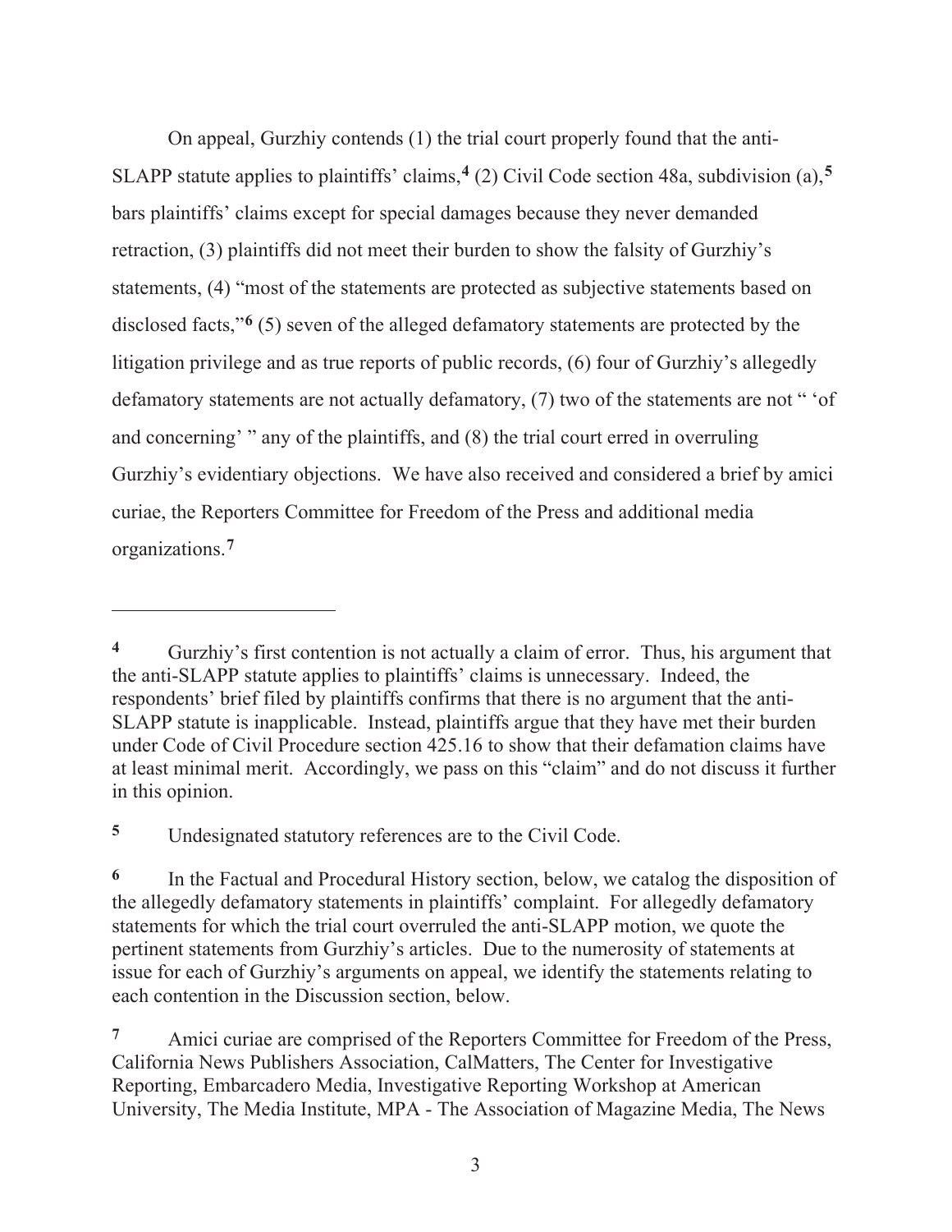On appeal, Gurzhiy contends (1) the trial court properly found that the anti-SLAPP statute applies to plaintiffs' claims,[4] (2) Civil Code section 48a, subdivision (a),[5] bars plaintiffs' claims except for special damages because they never demanded retraction, (3) plaintiffs did not meet their burden to show the falsity of Gurzhiy's statements, (4) "most of the statements are protected as subjective statements based on disclosed facts,"[6] (5) seven of the alleged defamatory statements are protected by the litigation privilege and as true reports of public records, (6) four of Gurzhiy's allegedly defamatory statements are not actually defamatory, (7) two of the statements are not " 'of and concerning' " any of the plaintiffs, and (8) the trial court erred in overruling Gurzhiy's evidentiary objections. We have also received and considered a brief by amici curiae, the Reporters Committee for Freedom of the Press and additional media organizations.[7]

---

[4] Gurzhiy's first contention is not actually a claim of error. Thus, his argument that the anti-SLAPP statute applies to plaintiffs' claims is unnecessary. Indeed, the respondents' brief filed by plaintiffs confirms that there is no argument that the anti-SLAPP statute is inapplicable. Instead, plaintiffs argue that they have met their burden under Code of Civil Procedure section 425.16 to show that their defamation claims have at least minimal merit. Accordingly, we pass on this "claim" and do not discuss it further in this opinion.

[5] Undesignated statutory references are to the Civil Code.

[6] In the Factual and Procedural History section, below, we catalog the disposition of the allegedly defamatory statements in plaintiffs' complaint. For allegedly defamatory statements for which the trial court overruled the anti-SLAPP motion, we quote the pertinent statements from Gurzhiy's articles. Due to the numerosity of statements at issue for each of Gurzhiy's arguments on appeal, we identify the statements relating to each contention in the Discussion section, below.

[7] Amici curiae are comprised of the Reporters Committee for Freedom of the Press, California News Publishers Association, CalMatters, The Center for Investigative Reporting, Embarcadero Media, Investigative Reporting Workshop at American University, The Media Institute, MPA - The Association of Magazine Media, The News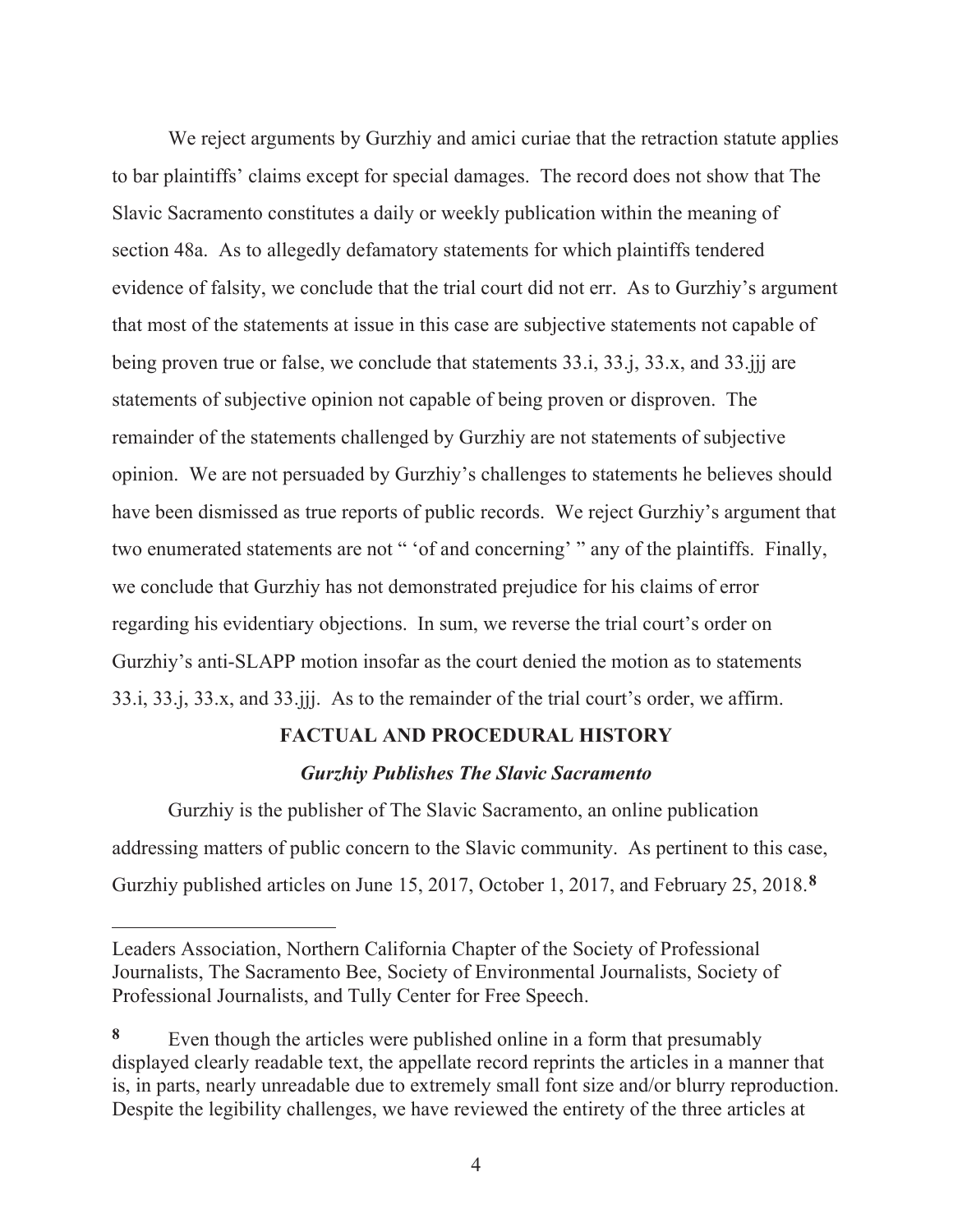We reject arguments by Gurzhiy and amici curiae that the retraction statute applies to bar plaintiffs' claims except for special damages. The record does not show that The Slavic Sacramento constitutes a daily or weekly publication within the meaning of section 48a. As to allegedly defamatory statements for which plaintiffs tendered evidence of falsity, we conclude that the trial court did not err. As to Gurzhiy's argument that most of the statements at issue in this case are subjective statements not capable of being proven true or false, we conclude that statements 33.i, 33.j, 33.x, and 33.jjj are statements of subjective opinion not capable of being proven or disproven. The remainder of the statements challenged by Gurzhiy are not statements of subjective opinion. We are not persuaded by Gurzhiy's challenges to statements he believes should have been dismissed as true reports of public records. We reject Gurzhiy's argument that two enumerated statements are not " 'of and concerning' " any of the plaintiffs. Finally, we conclude that Gurzhiy has not demonstrated prejudice for his claims of error regarding his evidentiary objections. In sum, we reverse the trial court's order on Gurzhiy's anti-SLAPP motion insofar as the court denied the motion as to statements 33.i, 33.j, 33.x, and 33.jjj. As to the remainder of the trial court's order, we affirm.

## FACTUAL AND PROCEDURAL HISTORY

### *Gurzhiy Publishes The Slavic Sacramento*

Gurzhiy is the publisher of The Slavic Sacramento, an online publication addressing matters of public concern to the Slavic community. As pertinent to this case, Gurzhiy published articles on June 15, 2017, October 1, 2017, and February 25, 2018.[8]

---

Leaders Association, Northern California Chapter of the Society of Professional Journalists, The Sacramento Bee, Society of Environmental Journalists, Society of Professional Journalists, and Tully Center for Free Speech.

[8] Even though the articles were published online in a form that presumably displayed clearly readable text, the appellate record reprints the articles in a manner that is, in parts, nearly unreadable due to extremely small font size and/or blurry reproduction. Despite the legibility challenges, we have reviewed the entirety of the three articles at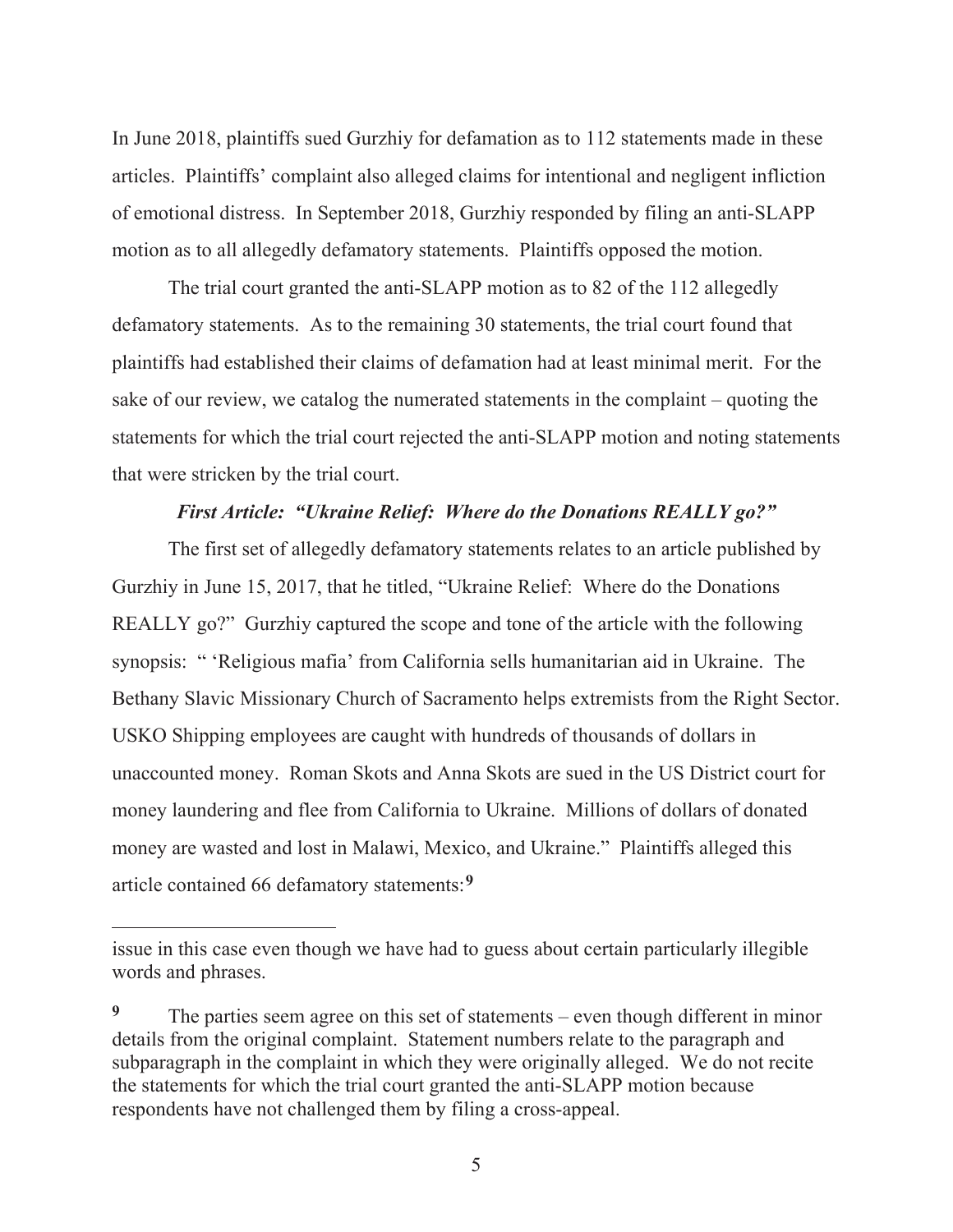In June 2018, plaintiffs sued Gurzhiy for defamation as to 112 statements made in these articles. Plaintiffs' complaint also alleged claims for intentional and negligent infliction of emotional distress. In September 2018, Gurzhiy responded by filing an anti-SLAPP motion as to all allegedly defamatory statements. Plaintiffs opposed the motion.

The trial court granted the anti-SLAPP motion as to 82 of the 112 allegedly defamatory statements. As to the remaining 30 statements, the trial court found that plaintiffs had established their claims of defamation had at least minimal merit. For the sake of our review, we catalog the numerated statements in the complaint – quoting the statements for which the trial court rejected the anti-SLAPP motion and noting statements that were stricken by the trial court.

***First Article: "Ukraine Relief: Where do the Donations REALLY go?"***

The first set of allegedly defamatory statements relates to an article published by Gurzhiy in June 15, 2017, that he titled, "Ukraine Relief: Where do the Donations REALLY go?" Gurzhiy captured the scope and tone of the article with the following synopsis: " 'Religious mafia' from California sells humanitarian aid in Ukraine. The Bethany Slavic Missionary Church of Sacramento helps extremists from the Right Sector. USKO Shipping employees are caught with hundreds of thousands of dollars in unaccounted money. Roman Skots and Anna Skots are sued in the US District court for money laundering and flee from California to Ukraine. Millions of dollars of donated money are wasted and lost in Malawi, Mexico, and Ukraine." Plaintiffs alleged this article contained 66 defamatory statements:[9]

---

issue in this case even though we have had to guess about certain particularly illegible words and phrases.

[9] The parties seem agree on this set of statements – even though different in minor details from the original complaint. Statement numbers relate to the paragraph and subparagraph in the complaint in which they were originally alleged. We do not recite the statements for which the trial court granted the anti-SLAPP motion because respondents have not challenged them by filing a cross-appeal.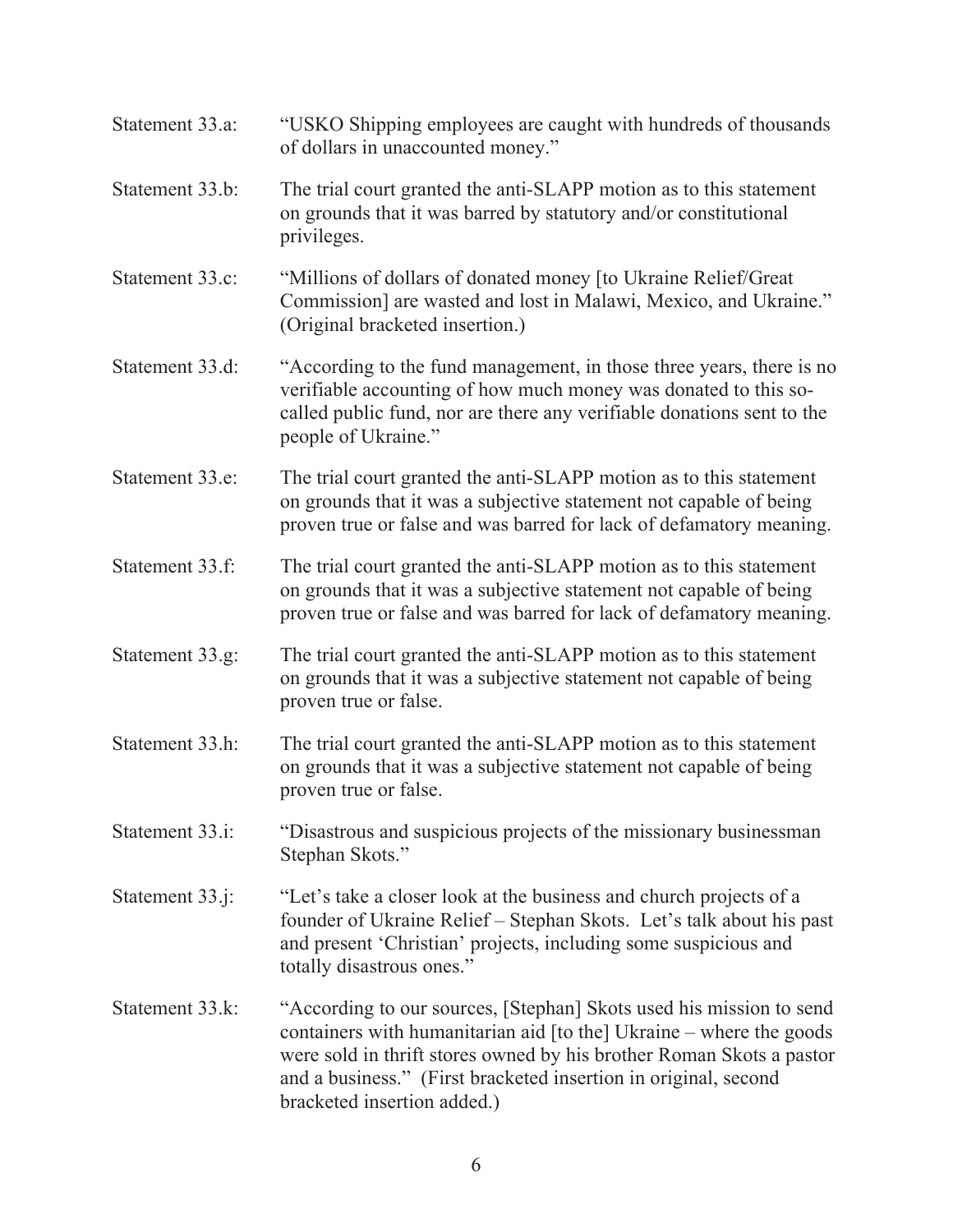Statement 33.a: "USKO Shipping employees are caught with hundreds of thousands of dollars in unaccounted money."

Statement 33.b: The trial court granted the anti-SLAPP motion as to this statement on grounds that it was barred by statutory and/or constitutional privileges.

Statement 33.c: "Millions of dollars of donated money [to Ukraine Relief/Great Commission] are wasted and lost in Malawi, Mexico, and Ukraine." (Original bracketed insertion.)

Statement 33.d: "According to the fund management, in those three years, there is no verifiable accounting of how much money was donated to this so-called public fund, nor are there any verifiable donations sent to the people of Ukraine."

Statement 33.e: The trial court granted the anti-SLAPP motion as to this statement on grounds that it was a subjective statement not capable of being proven true or false and was barred for lack of defamatory meaning.

Statement 33.f: The trial court granted the anti-SLAPP motion as to this statement on grounds that it was a subjective statement not capable of being proven true or false and was barred for lack of defamatory meaning.

Statement 33.g: The trial court granted the anti-SLAPP motion as to this statement on grounds that it was a subjective statement not capable of being proven true or false.

Statement 33.h: The trial court granted the anti-SLAPP motion as to this statement on grounds that it was a subjective statement not capable of being proven true or false.

Statement 33.i: "Disastrous and suspicious projects of the missionary businessman Stephan Skots."

Statement 33.j: "Let's take a closer look at the business and church projects of a founder of Ukraine Relief – Stephan Skots. Let's talk about his past and present 'Christian' projects, including some suspicious and totally disastrous ones."

Statement 33.k: "According to our sources, [Stephan] Skots used his mission to send containers with humanitarian aid [to the] Ukraine – where the goods were sold in thrift stores owned by his brother Roman Skots a pastor and a business." (First bracketed insertion in original, second bracketed insertion added.)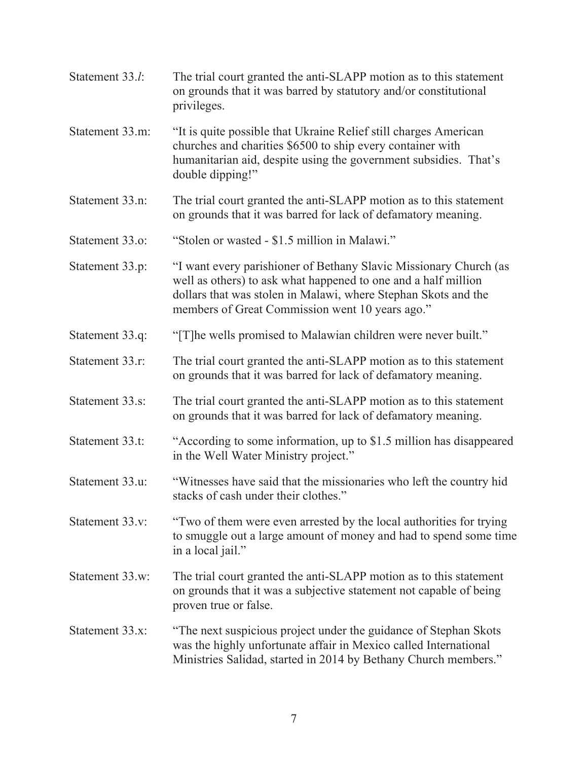Statement 33.*l*: The trial court granted the anti-SLAPP motion as to this statement on grounds that it was barred by statutory and/or constitutional privileges.

Statement 33.m: "It is quite possible that Ukraine Relief still charges American churches and charities $6500 to ship every container with humanitarian aid, despite using the government subsidies. That's double dipping!"

Statement 33.n: The trial court granted the anti-SLAPP motion as to this statement on grounds that it was barred for lack of defamatory meaning.

Statement 33.o: "Stolen or wasted - $1.5 million in Malawi."

Statement 33.p: "I want every parishioner of Bethany Slavic Missionary Church (as well as others) to ask what happened to one and a half million dollars that was stolen in Malawi, where Stephan Skots and the members of Great Commission went 10 years ago."

Statement 33.q: "[T]he wells promised to Malawian children were never built."

Statement 33.r: The trial court granted the anti-SLAPP motion as to this statement on grounds that it was barred for lack of defamatory meaning.

Statement 33.s: The trial court granted the anti-SLAPP motion as to this statement on grounds that it was barred for lack of defamatory meaning.

Statement 33.t: "According to some information, up to $1.5 million has disappeared in the Well Water Ministry project."

Statement 33.u: "Witnesses have said that the missionaries who left the country hid stacks of cash under their clothes."

Statement 33.v: "Two of them were even arrested by the local authorities for trying to smuggle out a large amount of money and had to spend some time in a local jail."

Statement 33.w: The trial court granted the anti-SLAPP motion as to this statement on grounds that it was a subjective statement not capable of being proven true or false.

Statement 33.x: "The next suspicious project under the guidance of Stephan Skots was the highly unfortunate affair in Mexico called International Ministries Salidad, started in 2014 by Bethany Church members."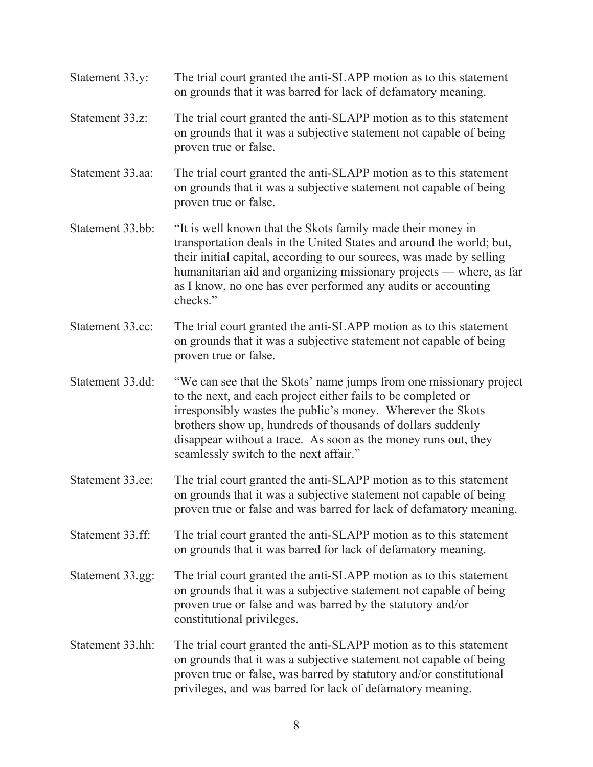Statement 33.y: The trial court granted the anti-SLAPP motion as to this statement on grounds that it was barred for lack of defamatory meaning.

Statement 33.z: The trial court granted the anti-SLAPP motion as to this statement on grounds that it was a subjective statement not capable of being proven true or false.

Statement 33.aa: The trial court granted the anti-SLAPP motion as to this statement on grounds that it was a subjective statement not capable of being proven true or false.

Statement 33.bb: "It is well known that the Skots family made their money in transportation deals in the United States and around the world; but, their initial capital, according to our sources, was made by selling humanitarian aid and organizing missionary projects — where, as far as I know, no one has ever performed any audits or accounting checks."

Statement 33.cc: The trial court granted the anti-SLAPP motion as to this statement on grounds that it was a subjective statement not capable of being proven true or false.

Statement 33.dd: "We can see that the Skots' name jumps from one missionary project to the next, and each project either fails to be completed or irresponsibly wastes the public's money. Wherever the Skots brothers show up, hundreds of thousands of dollars suddenly disappear without a trace. As soon as the money runs out, they seamlessly switch to the next affair."

Statement 33.ee: The trial court granted the anti-SLAPP motion as to this statement on grounds that it was a subjective statement not capable of being proven true or false and was barred for lack of defamatory meaning.

Statement 33.ff: The trial court granted the anti-SLAPP motion as to this statement on grounds that it was barred for lack of defamatory meaning.

Statement 33.gg: The trial court granted the anti-SLAPP motion as to this statement on grounds that it was a subjective statement not capable of being proven true or false and was barred by the statutory and/or constitutional privileges.

Statement 33.hh: The trial court granted the anti-SLAPP motion as to this statement on grounds that it was a subjective statement not capable of being proven true or false, was barred by statutory and/or constitutional privileges, and was barred for lack of defamatory meaning.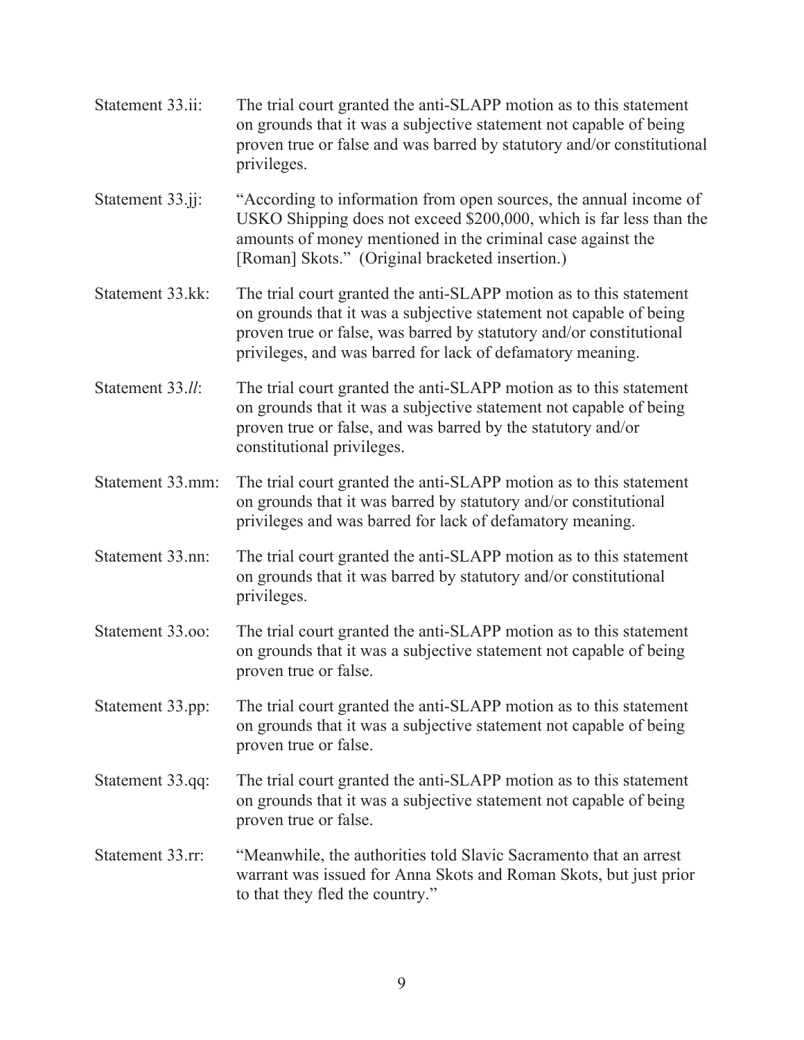Statement 33.ii: The trial court granted the anti-SLAPP motion as to this statement on grounds that it was a subjective statement not capable of being proven true or false and was barred by statutory and/or constitutional privileges.

Statement 33.jj: "According to information from open sources, the annual income of USKO Shipping does not exceed $200,000, which is far less than the amounts of money mentioned in the criminal case against the [Roman] Skots." (Original bracketed insertion.)

Statement 33.kk: The trial court granted the anti-SLAPP motion as to this statement on grounds that it was a subjective statement not capable of being proven true or false, was barred by statutory and/or constitutional privileges, and was barred for lack of defamatory meaning.

Statement 33.*ll*: The trial court granted the anti-SLAPP motion as to this statement on grounds that it was a subjective statement not capable of being proven true or false, and was barred by the statutory and/or constitutional privileges.

Statement 33.mm: The trial court granted the anti-SLAPP motion as to this statement on grounds that it was barred by statutory and/or constitutional privileges and was barred for lack of defamatory meaning.

Statement 33.nn: The trial court granted the anti-SLAPP motion as to this statement on grounds that it was barred by statutory and/or constitutional privileges.

Statement 33.oo: The trial court granted the anti-SLAPP motion as to this statement on grounds that it was a subjective statement not capable of being proven true or false.

Statement 33.pp: The trial court granted the anti-SLAPP motion as to this statement on grounds that it was a subjective statement not capable of being proven true or false.

Statement 33.qq: The trial court granted the anti-SLAPP motion as to this statement on grounds that it was a subjective statement not capable of being proven true or false.

Statement 33.rr: "Meanwhile, the authorities told Slavic Sacramento that an arrest warrant was issued for Anna Skots and Roman Skots, but just prior to that they fled the country."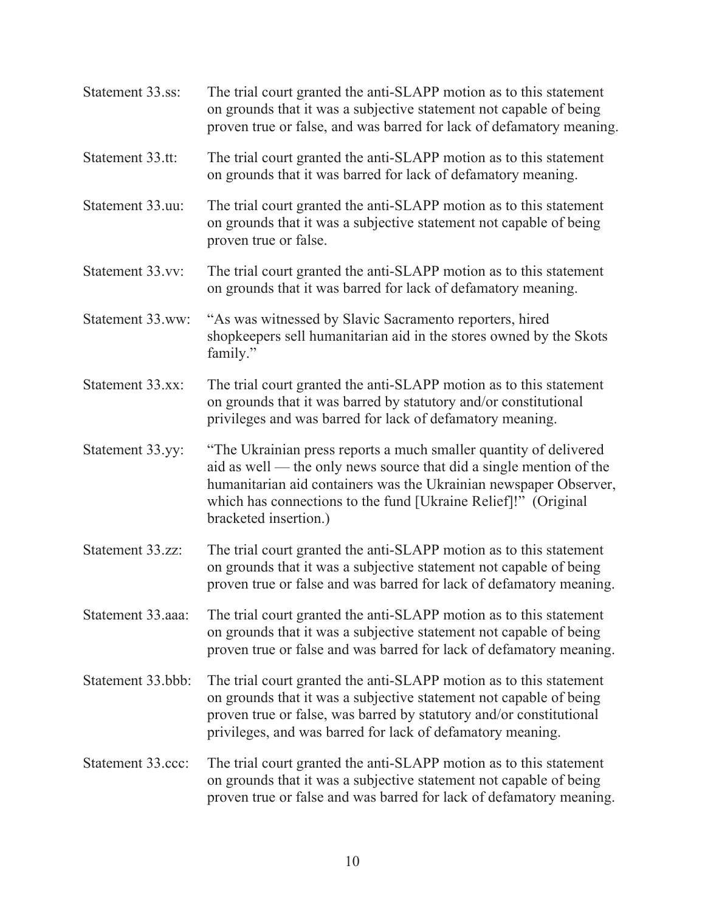Statement 33.ss: The trial court granted the anti-SLAPP motion as to this statement on grounds that it was a subjective statement not capable of being proven true or false, and was barred for lack of defamatory meaning.

Statement 33.tt: The trial court granted the anti-SLAPP motion as to this statement on grounds that it was barred for lack of defamatory meaning.

Statement 33.uu: The trial court granted the anti-SLAPP motion as to this statement on grounds that it was a subjective statement not capable of being proven true or false.

Statement 33.vv: The trial court granted the anti-SLAPP motion as to this statement on grounds that it was barred for lack of defamatory meaning.

Statement 33.ww: "As was witnessed by Slavic Sacramento reporters, hired shopkeepers sell humanitarian aid in the stores owned by the Skots family."

Statement 33.xx: The trial court granted the anti-SLAPP motion as to this statement on grounds that it was barred by statutory and/or constitutional privileges and was barred for lack of defamatory meaning.

Statement 33.yy: "The Ukrainian press reports a much smaller quantity of delivered aid as well — the only news source that did a single mention of the humanitarian aid containers was the Ukrainian newspaper Observer, which has connections to the fund [Ukraine Relief]!" (Original bracketed insertion.)

Statement 33.zz: The trial court granted the anti-SLAPP motion as to this statement on grounds that it was a subjective statement not capable of being proven true or false and was barred for lack of defamatory meaning.

Statement 33.aaa: The trial court granted the anti-SLAPP motion as to this statement on grounds that it was a subjective statement not capable of being proven true or false and was barred for lack of defamatory meaning.

Statement 33.bbb: The trial court granted the anti-SLAPP motion as to this statement on grounds that it was a subjective statement not capable of being proven true or false, was barred by statutory and/or constitutional privileges, and was barred for lack of defamatory meaning.

Statement 33.ccc: The trial court granted the anti-SLAPP motion as to this statement on grounds that it was a subjective statement not capable of being proven true or false and was barred for lack of defamatory meaning.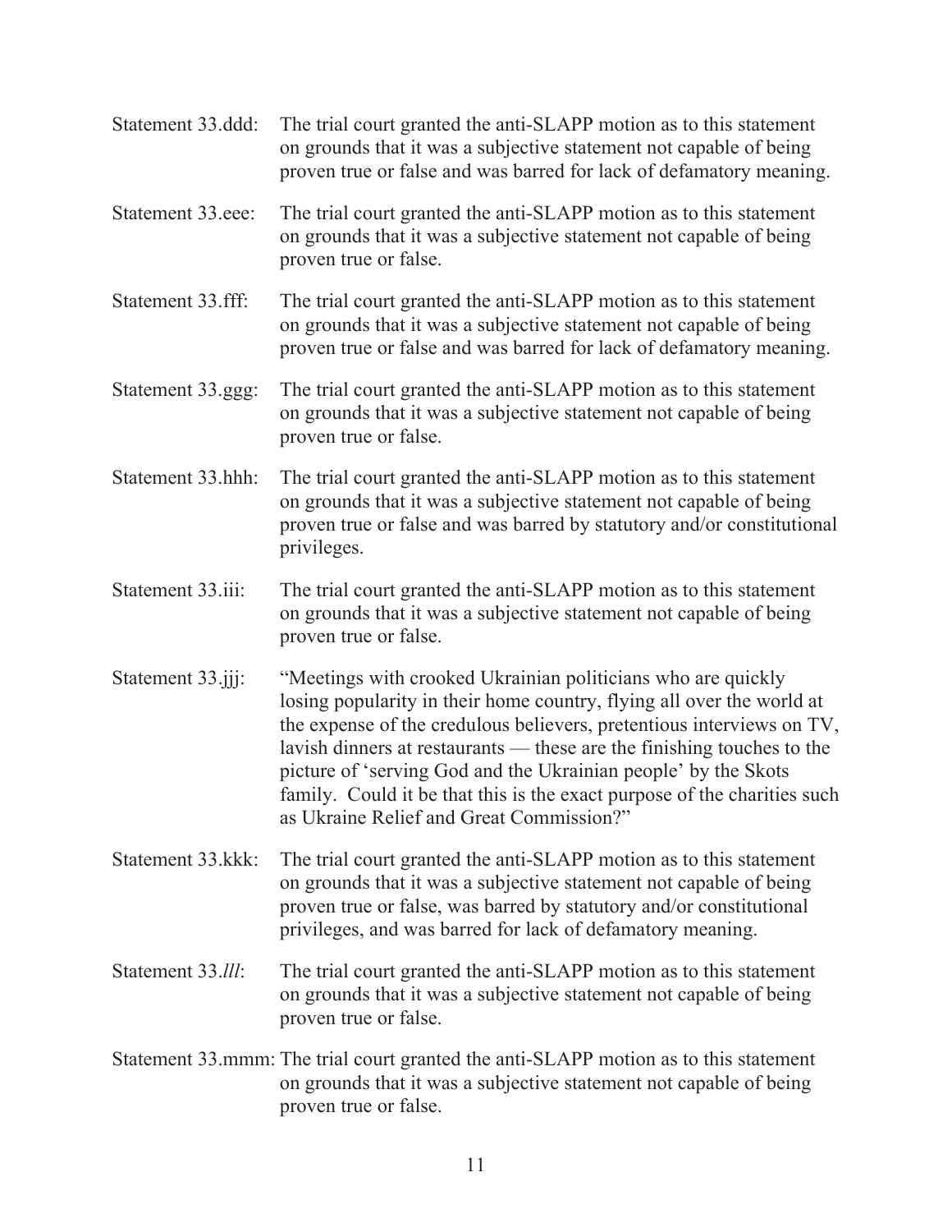Statement 33.ddd: The trial court granted the anti-SLAPP motion as to this statement on grounds that it was a subjective statement not capable of being proven true or false and was barred for lack of defamatory meaning.

Statement 33.eee: The trial court granted the anti-SLAPP motion as to this statement on grounds that it was a subjective statement not capable of being proven true or false.

Statement 33.fff: The trial court granted the anti-SLAPP motion as to this statement on grounds that it was a subjective statement not capable of being proven true or false and was barred for lack of defamatory meaning.

Statement 33.ggg: The trial court granted the anti-SLAPP motion as to this statement on grounds that it was a subjective statement not capable of being proven true or false.

Statement 33.hhh: The trial court granted the anti-SLAPP motion as to this statement on grounds that it was a subjective statement not capable of being proven true or false and was barred by statutory and/or constitutional privileges.

Statement 33.iii: The trial court granted the anti-SLAPP motion as to this statement on grounds that it was a subjective statement not capable of being proven true or false.

Statement 33.jjj: "Meetings with crooked Ukrainian politicians who are quickly losing popularity in their home country, flying all over the world at the expense of the credulous believers, pretentious interviews on TV, lavish dinners at restaurants — these are the finishing touches to the picture of 'serving God and the Ukrainian people' by the Skots family. Could it be that this is the exact purpose of the charities such as Ukraine Relief and Great Commission?"

Statement 33.kkk: The trial court granted the anti-SLAPP motion as to this statement on grounds that it was a subjective statement not capable of being proven true or false, was barred by statutory and/or constitutional privileges, and was barred for lack of defamatory meaning.

Statement 33.*lll*: The trial court granted the anti-SLAPP motion as to this statement on grounds that it was a subjective statement not capable of being proven true or false.

Statement 33.mmm: The trial court granted the anti-SLAPP motion as to this statement on grounds that it was a subjective statement not capable of being proven true or false.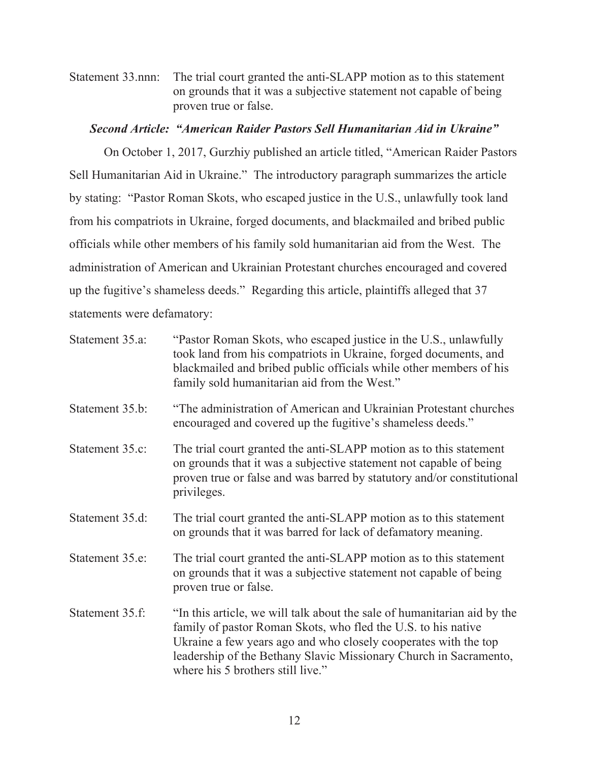Statement 33.nnn: The trial court granted the anti-SLAPP motion as to this statement on grounds that it was a subjective statement not capable of being proven true or false.

***Second Article: "American Raider Pastors Sell Humanitarian Aid in Ukraine"***

On October 1, 2017, Gurzhiy published an article titled, "American Raider Pastors Sell Humanitarian Aid in Ukraine." The introductory paragraph summarizes the article by stating: "Pastor Roman Skots, who escaped justice in the U.S., unlawfully took land from his compatriots in Ukraine, forged documents, and blackmailed and bribed public officials while other members of his family sold humanitarian aid from the West. The administration of American and Ukrainian Protestant churches encouraged and covered up the fugitive's shameless deeds." Regarding this article, plaintiffs alleged that 37 statements were defamatory:

Statement 35.a: "Pastor Roman Skots, who escaped justice in the U.S., unlawfully took land from his compatriots in Ukraine, forged documents, and blackmailed and bribed public officials while other members of his family sold humanitarian aid from the West."

Statement 35.b: "The administration of American and Ukrainian Protestant churches encouraged and covered up the fugitive's shameless deeds."

Statement 35.c: The trial court granted the anti-SLAPP motion as to this statement on grounds that it was a subjective statement not capable of being proven true or false and was barred by statutory and/or constitutional privileges.

Statement 35.d: The trial court granted the anti-SLAPP motion as to this statement on grounds that it was barred for lack of defamatory meaning.

Statement 35.e: The trial court granted the anti-SLAPP motion as to this statement on grounds that it was a subjective statement not capable of being proven true or false.

Statement 35.f: "In this article, we will talk about the sale of humanitarian aid by the family of pastor Roman Skots, who fled the U.S. to his native Ukraine a few years ago and who closely cooperates with the top leadership of the Bethany Slavic Missionary Church in Sacramento, where his 5 brothers still live."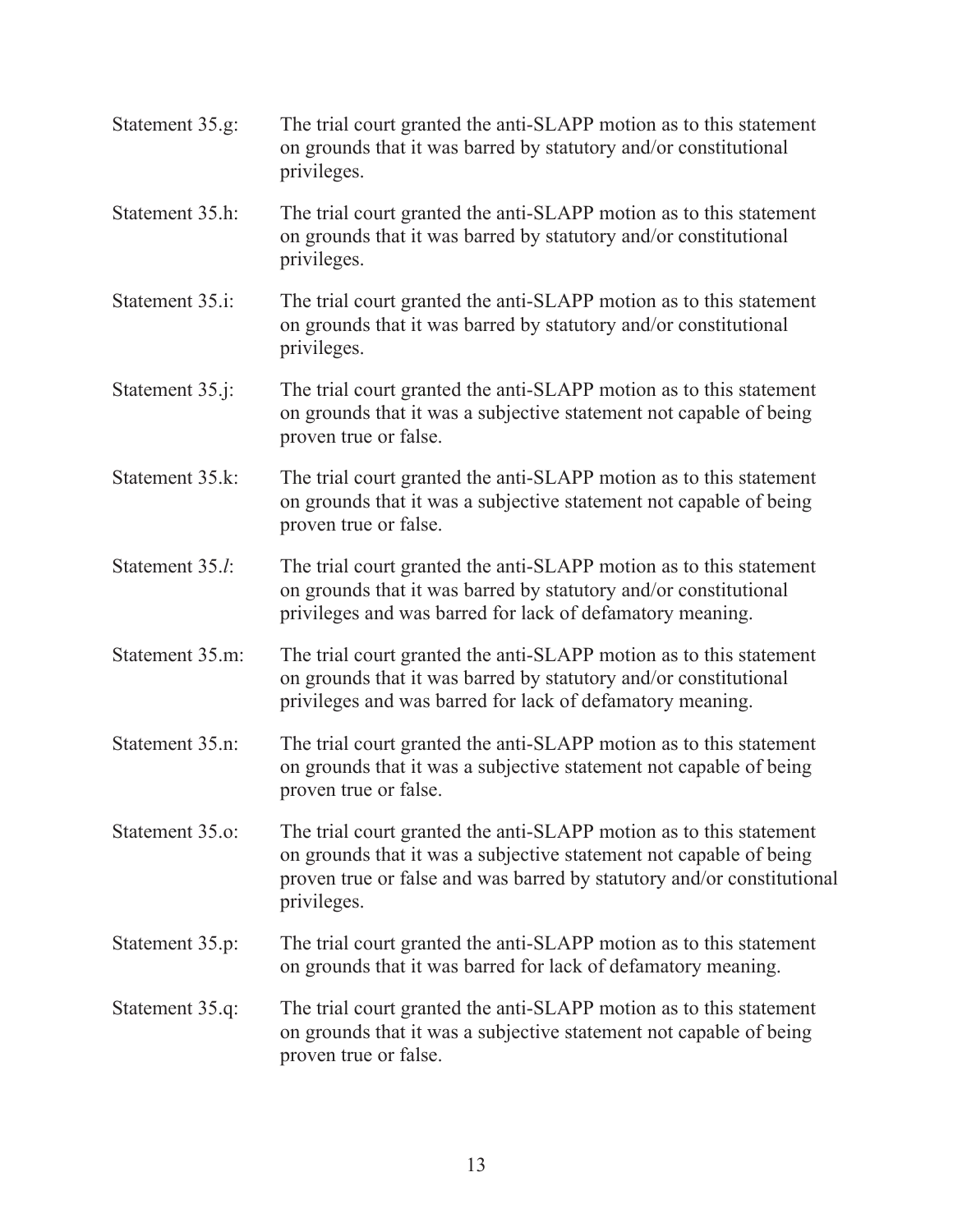Statement 35.g: The trial court granted the anti-SLAPP motion as to this statement on grounds that it was barred by statutory and/or constitutional privileges.

Statement 35.h: The trial court granted the anti-SLAPP motion as to this statement on grounds that it was barred by statutory and/or constitutional privileges.

Statement 35.i: The trial court granted the anti-SLAPP motion as to this statement on grounds that it was barred by statutory and/or constitutional privileges.

Statement 35.j: The trial court granted the anti-SLAPP motion as to this statement on grounds that it was a subjective statement not capable of being proven true or false.

Statement 35.k: The trial court granted the anti-SLAPP motion as to this statement on grounds that it was a subjective statement not capable of being proven true or false.

Statement 35.*l*: The trial court granted the anti-SLAPP motion as to this statement on grounds that it was barred by statutory and/or constitutional privileges and was barred for lack of defamatory meaning.

Statement 35.m: The trial court granted the anti-SLAPP motion as to this statement on grounds that it was barred by statutory and/or constitutional privileges and was barred for lack of defamatory meaning.

Statement 35.n: The trial court granted the anti-SLAPP motion as to this statement on grounds that it was a subjective statement not capable of being proven true or false.

Statement 35.o: The trial court granted the anti-SLAPP motion as to this statement on grounds that it was a subjective statement not capable of being proven true or false and was barred by statutory and/or constitutional privileges.

Statement 35.p: The trial court granted the anti-SLAPP motion as to this statement on grounds that it was barred for lack of defamatory meaning.

Statement 35.q: The trial court granted the anti-SLAPP motion as to this statement on grounds that it was a subjective statement not capable of being proven true or false.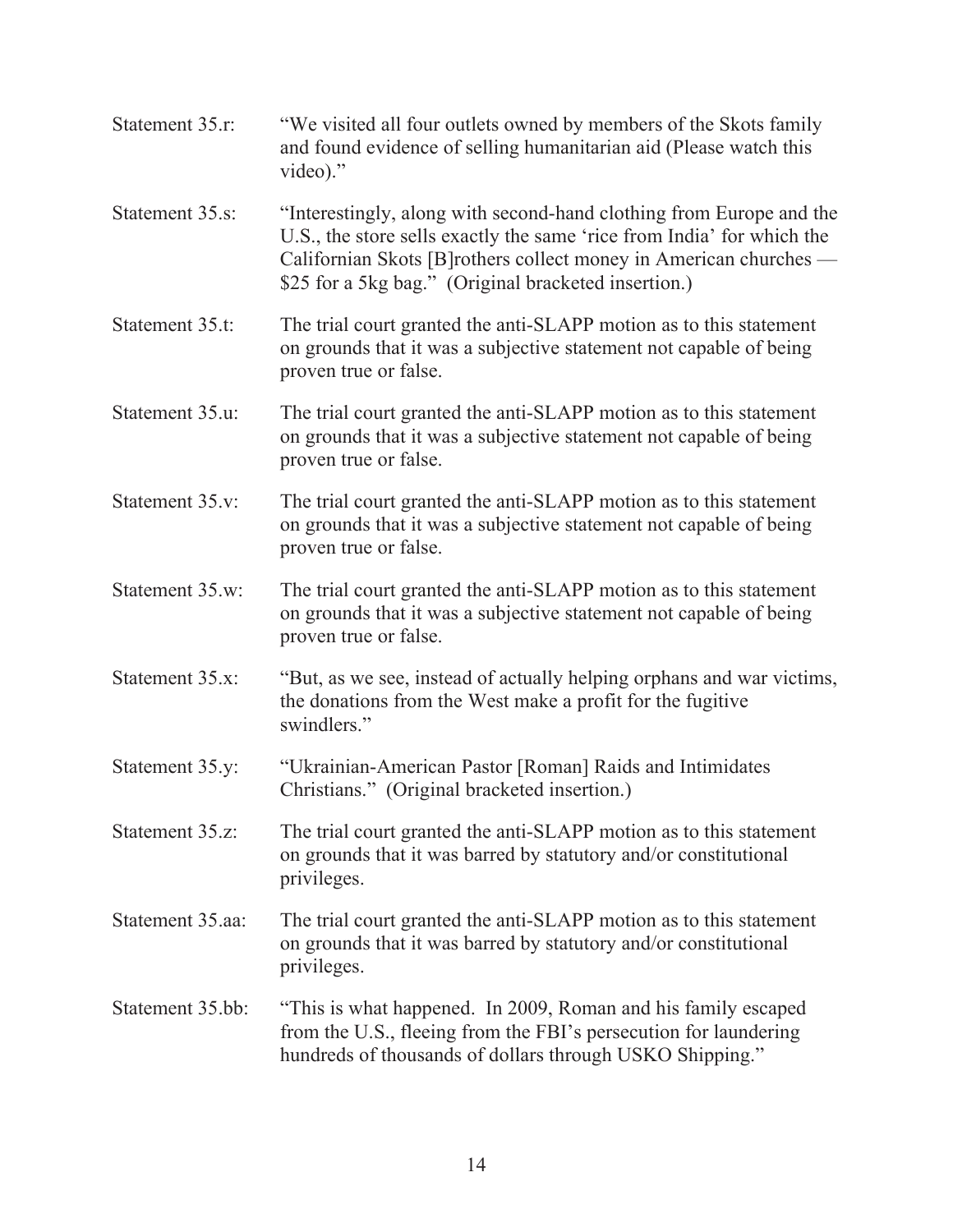Statement 35.r: "We visited all four outlets owned by members of the Skots family and found evidence of selling humanitarian aid (Please watch this video)."

Statement 35.s: "Interestingly, along with second-hand clothing from Europe and the U.S., the store sells exactly the same 'rice from India' for which the Californian Skots [B]rothers collect money in American churches — $25 for a 5kg bag." (Original bracketed insertion.)

Statement 35.t: The trial court granted the anti-SLAPP motion as to this statement on grounds that it was a subjective statement not capable of being proven true or false.

Statement 35.u: The trial court granted the anti-SLAPP motion as to this statement on grounds that it was a subjective statement not capable of being proven true or false.

Statement 35.v: The trial court granted the anti-SLAPP motion as to this statement on grounds that it was a subjective statement not capable of being proven true or false.

Statement 35.w: The trial court granted the anti-SLAPP motion as to this statement on grounds that it was a subjective statement not capable of being proven true or false.

Statement 35.x: "But, as we see, instead of actually helping orphans and war victims, the donations from the West make a profit for the fugitive swindlers."

Statement 35.y: "Ukrainian-American Pastor [Roman] Raids and Intimidates Christians." (Original bracketed insertion.)

Statement 35.z: The trial court granted the anti-SLAPP motion as to this statement on grounds that it was barred by statutory and/or constitutional privileges.

Statement 35.aa: The trial court granted the anti-SLAPP motion as to this statement on grounds that it was barred by statutory and/or constitutional privileges.

Statement 35.bb: "This is what happened. In 2009, Roman and his family escaped from the U.S., fleeing from the FBI's persecution for laundering hundreds of thousands of dollars through USKO Shipping."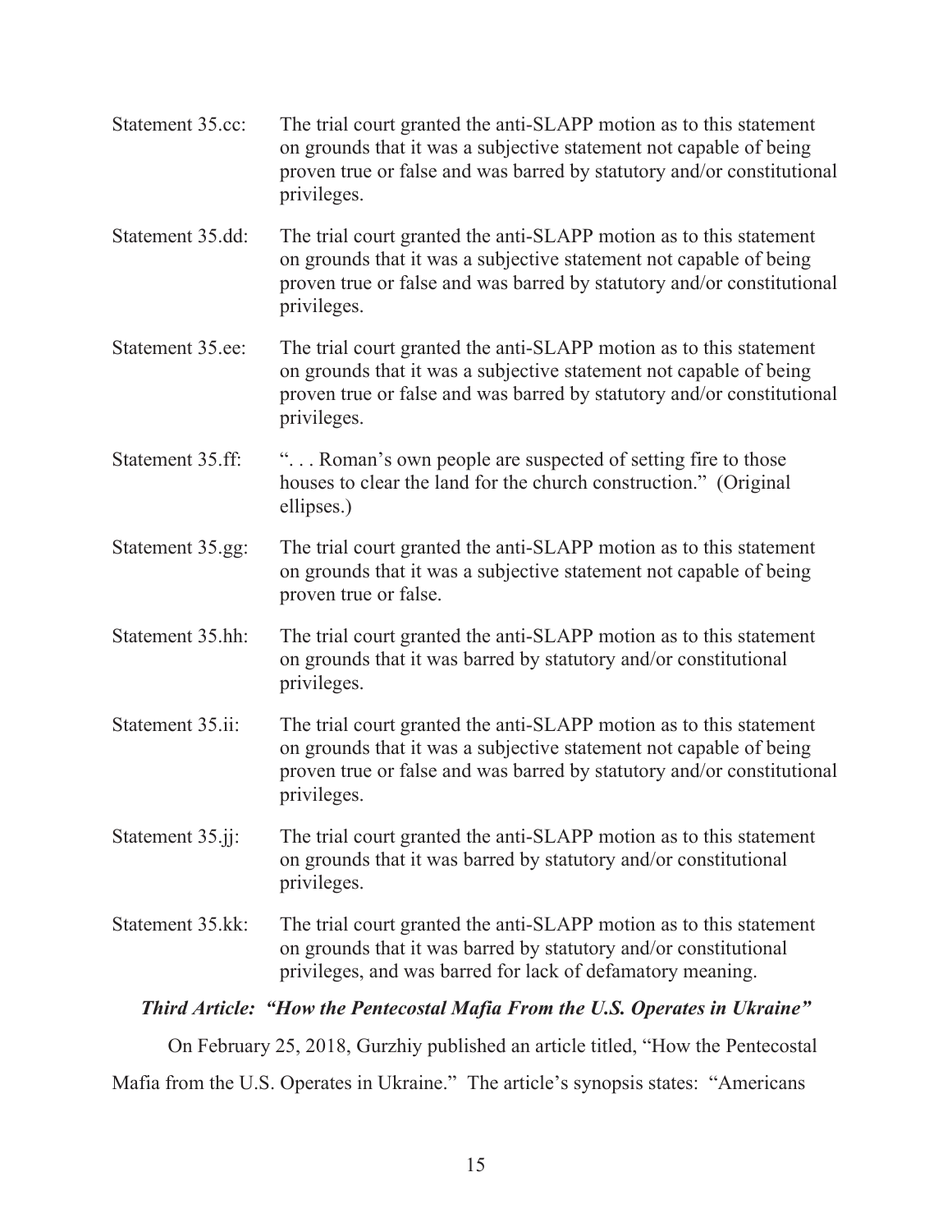Statement 35.cc: The trial court granted the anti-SLAPP motion as to this statement on grounds that it was a subjective statement not capable of being proven true or false and was barred by statutory and/or constitutional privileges.

Statement 35.dd: The trial court granted the anti-SLAPP motion as to this statement on grounds that it was a subjective statement not capable of being proven true or false and was barred by statutory and/or constitutional privileges.

Statement 35.ee: The trial court granted the anti-SLAPP motion as to this statement on grounds that it was a subjective statement not capable of being proven true or false and was barred by statutory and/or constitutional privileges.

Statement 35.ff: ". . . Roman's own people are suspected of setting fire to those houses to clear the land for the church construction." (Original ellipses.)

Statement 35.gg: The trial court granted the anti-SLAPP motion as to this statement on grounds that it was a subjective statement not capable of being proven true or false.

Statement 35.hh: The trial court granted the anti-SLAPP motion as to this statement on grounds that it was barred by statutory and/or constitutional privileges.

Statement 35.ii: The trial court granted the anti-SLAPP motion as to this statement on grounds that it was a subjective statement not capable of being proven true or false and was barred by statutory and/or constitutional privileges.

Statement 35.jj: The trial court granted the anti-SLAPP motion as to this statement on grounds that it was barred by statutory and/or constitutional privileges.

Statement 35.kk: The trial court granted the anti-SLAPP motion as to this statement on grounds that it was barred by statutory and/or constitutional privileges, and was barred for lack of defamatory meaning.

***Third Article: "How the Pentecostal Mafia From the U.S. Operates in Ukraine"***

On February 25, 2018, Gurzhiy published an article titled, "How the Pentecostal Mafia from the U.S. Operates in Ukraine." The article's synopsis states: "Americans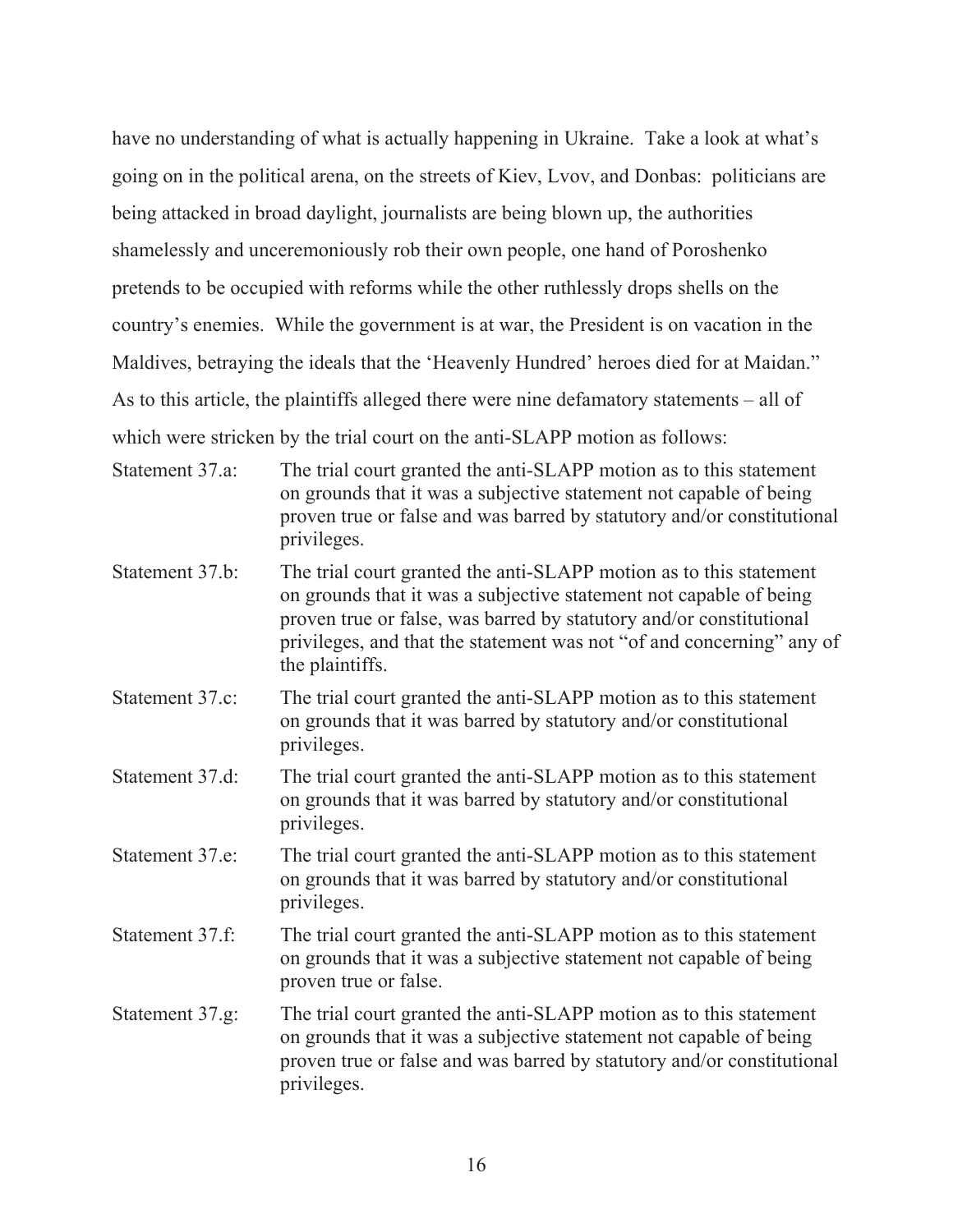have no understanding of what is actually happening in Ukraine. Take a look at what's going on in the political arena, on the streets of Kiev, Lvov, and Donbas: politicians are being attacked in broad daylight, journalists are being blown up, the authorities shamelessly and unceremoniously rob their own people, one hand of Poroshenko pretends to be occupied with reforms while the other ruthlessly drops shells on the country's enemies. While the government is at war, the President is on vacation in the Maldives, betraying the ideals that the 'Heavenly Hundred' heroes died for at Maidan."

As to this article, the plaintiffs alleged there were nine defamatory statements – all of which were stricken by the trial court on the anti-SLAPP motion as follows:

Statement 37.a: The trial court granted the anti-SLAPP motion as to this statement on grounds that it was a subjective statement not capable of being proven true or false and was barred by statutory and/or constitutional privileges.

Statement 37.b: The trial court granted the anti-SLAPP motion as to this statement on grounds that it was a subjective statement not capable of being proven true or false, was barred by statutory and/or constitutional privileges, and that the statement was not "of and concerning" any of the plaintiffs.

Statement 37.c: The trial court granted the anti-SLAPP motion as to this statement on grounds that it was barred by statutory and/or constitutional privileges.

Statement 37.d: The trial court granted the anti-SLAPP motion as to this statement on grounds that it was barred by statutory and/or constitutional privileges.

Statement 37.e: The trial court granted the anti-SLAPP motion as to this statement on grounds that it was barred by statutory and/or constitutional privileges.

Statement 37.f: The trial court granted the anti-SLAPP motion as to this statement on grounds that it was a subjective statement not capable of being proven true or false.

Statement 37.g: The trial court granted the anti-SLAPP motion as to this statement on grounds that it was a subjective statement not capable of being proven true or false and was barred by statutory and/or constitutional privileges.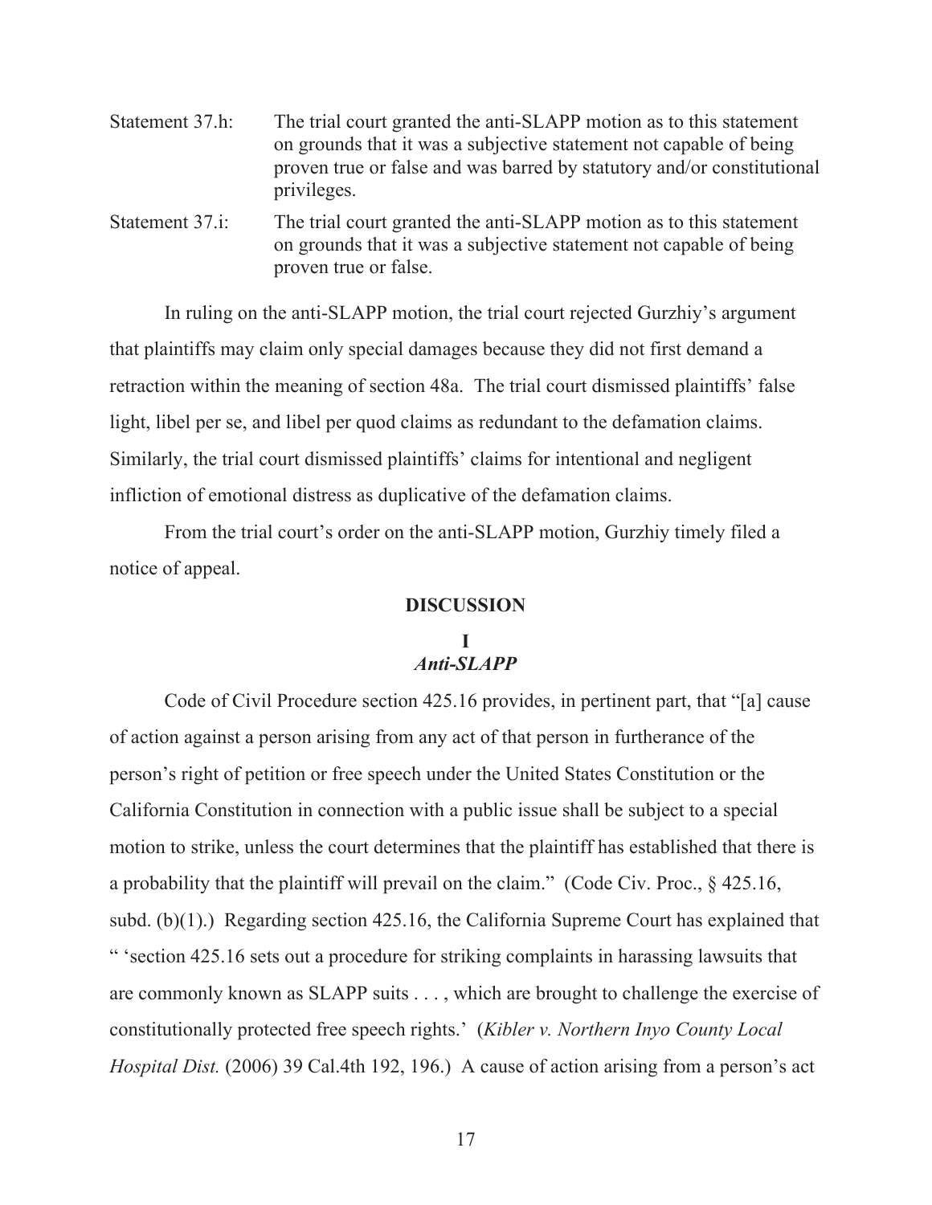Statement 37.h: The trial court granted the anti-SLAPP motion as to this statement on grounds that it was a subjective statement not capable of being proven true or false and was barred by statutory and/or constitutional privileges.

Statement 37.i: The trial court granted the anti-SLAPP motion as to this statement on grounds that it was a subjective statement not capable of being proven true or false.

In ruling on the anti-SLAPP motion, the trial court rejected Gurzhiy's argument that plaintiffs may claim only special damages because they did not first demand a retraction within the meaning of section 48a. The trial court dismissed plaintiffs' false light, libel per se, and libel per quod claims as redundant to the defamation claims. Similarly, the trial court dismissed plaintiffs' claims for intentional and negligent infliction of emotional distress as duplicative of the defamation claims.

From the trial court's order on the anti-SLAPP motion, Gurzhiy timely filed a notice of appeal.

## DISCUSSION

### I
### *Anti-SLAPP*

Code of Civil Procedure section 425.16 provides, in pertinent part, that "[a] cause of action against a person arising from any act of that person in furtherance of the person's right of petition or free speech under the United States Constitution or the California Constitution in connection with a public issue shall be subject to a special motion to strike, unless the court determines that the plaintiff has established that there is a probability that the plaintiff will prevail on the claim." (Code Civ. Proc., § 425.16, subd. (b)(1).) Regarding section 425.16, the California Supreme Court has explained that " 'section 425.16 sets out a procedure for striking complaints in harassing lawsuits that are commonly known as SLAPP suits . . . , which are brought to challenge the exercise of constitutionally protected free speech rights.' (*Kibler v. Northern Inyo County Local Hospital Dist.* (2006) 39 Cal.4th 192, 196.) A cause of action arising from a person's act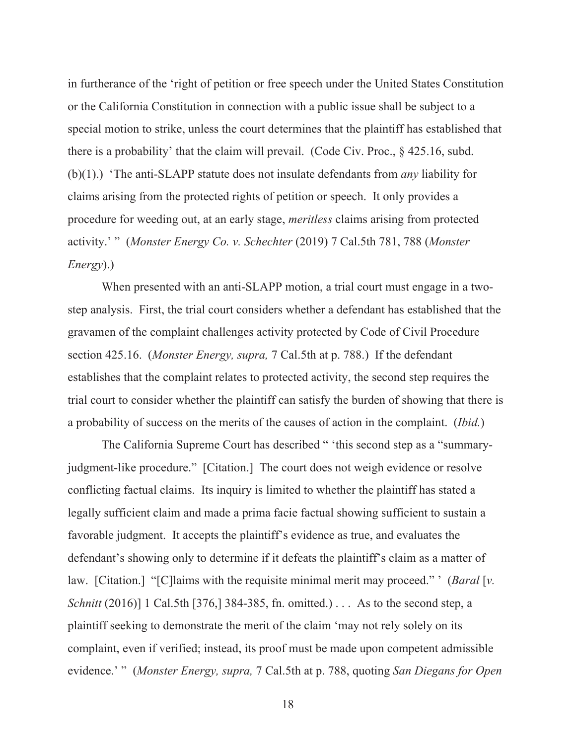in furtherance of the 'right of petition or free speech under the United States Constitution or the California Constitution in connection with a public issue shall be subject to a special motion to strike, unless the court determines that the plaintiff has established that there is a probability' that the claim will prevail. (Code Civ. Proc., § 425.16, subd. (b)(1).) 'The anti-SLAPP statute does not insulate defendants from *any* liability for claims arising from the protected rights of petition or speech. It only provides a procedure for weeding out, at an early stage, *meritless* claims arising from protected activity.' " (*Monster Energy Co. v. Schechter* (2019) 7 Cal.5th 781, 788 (*Monster Energy*).)

When presented with an anti-SLAPP motion, a trial court must engage in a two-step analysis. First, the trial court considers whether a defendant has established that the gravamen of the complaint challenges activity protected by Code of Civil Procedure section 425.16. (*Monster Energy, supra,* 7 Cal.5th at p. 788.) If the defendant establishes that the complaint relates to protected activity, the second step requires the trial court to consider whether the plaintiff can satisfy the burden of showing that there is a probability of success on the merits of the causes of action in the complaint. (*Ibid.*)

The California Supreme Court has described " 'this second step as a "summary-judgment-like procedure." [Citation.] The court does not weigh evidence or resolve conflicting factual claims. Its inquiry is limited to whether the plaintiff has stated a legally sufficient claim and made a prima facie factual showing sufficient to sustain a favorable judgment. It accepts the plaintiff's evidence as true, and evaluates the defendant's showing only to determine if it defeats the plaintiff's claim as a matter of law. [Citation.] "[C]laims with the requisite minimal merit may proceed." ' (*Baral* [*v. Schnitt* (2016)] 1 Cal.5th [376,] 384-385, fn. omitted.) . . . As to the second step, a plaintiff seeking to demonstrate the merit of the claim 'may not rely solely on its complaint, even if verified; instead, its proof must be made upon competent admissible evidence.' " (*Monster Energy, supra,* 7 Cal.5th at p. 788, quoting *San Diegans for Open*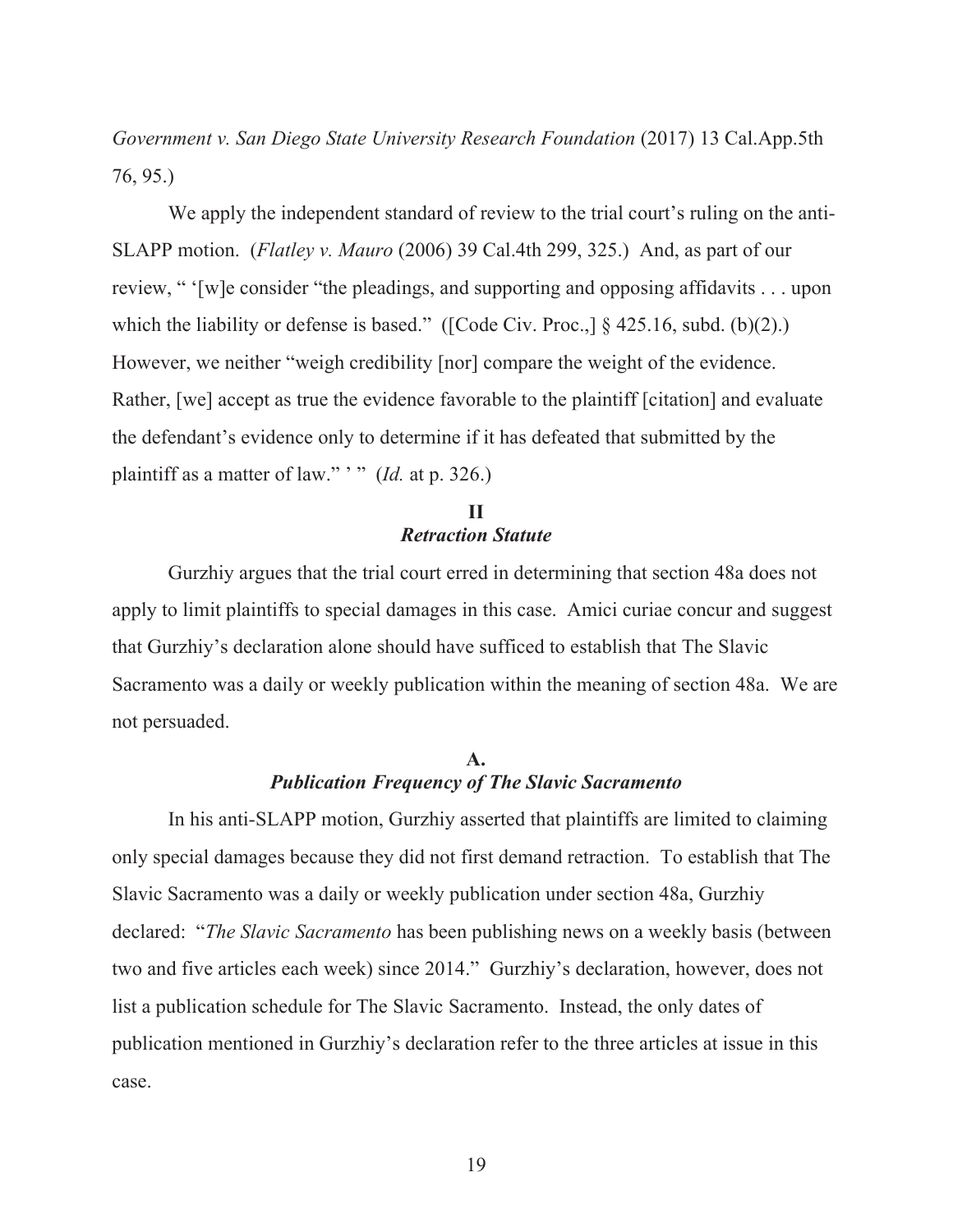*Government v. San Diego State University Research Foundation* (2017) 13 Cal.App.5th 76, 95.)

We apply the independent standard of review to the trial court's ruling on the anti-SLAPP motion. (*Flatley v. Mauro* (2006) 39 Cal.4th 299, 325.) And, as part of our review, " '[w]e consider "the pleadings, and supporting and opposing affidavits . . . upon which the liability or defense is based." ([Code Civ. Proc.,] § 425.16, subd. (b)(2).) However, we neither "weigh credibility [nor] compare the weight of the evidence. Rather, [we] accept as true the evidence favorable to the plaintiff [citation] and evaluate the defendant's evidence only to determine if it has defeated that submitted by the plaintiff as a matter of law." ' " (*Id.* at p. 326.)

## II
## *Retraction Statute*

Gurzhiy argues that the trial court erred in determining that section 48a does not apply to limit plaintiffs to special damages in this case. Amici curiae concur and suggest that Gurzhiy's declaration alone should have sufficed to establish that The Slavic Sacramento was a daily or weekly publication within the meaning of section 48a. We are not persuaded.

### A.
### *Publication Frequency of The Slavic Sacramento*

In his anti-SLAPP motion, Gurzhiy asserted that plaintiffs are limited to claiming only special damages because they did not first demand retraction. To establish that The Slavic Sacramento was a daily or weekly publication under section 48a, Gurzhiy declared: "*The Slavic Sacramento* has been publishing news on a weekly basis (between two and five articles each week) since 2014." Gurzhiy's declaration, however, does not list a publication schedule for The Slavic Sacramento. Instead, the only dates of publication mentioned in Gurzhiy's declaration refer to the three articles at issue in this case.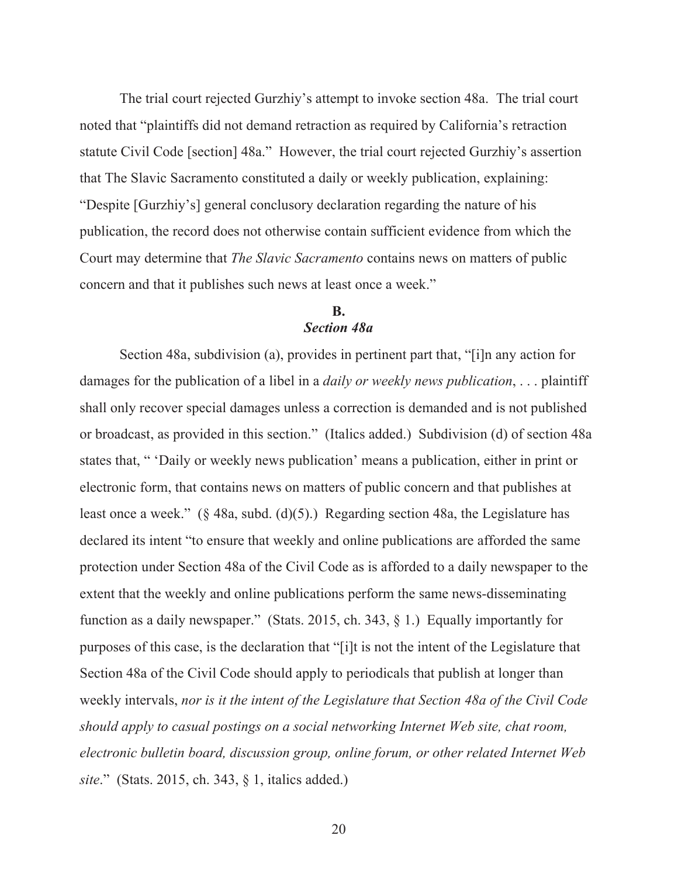The trial court rejected Gurzhiy's attempt to invoke section 48a. The trial court noted that "plaintiffs did not demand retraction as required by California's retraction statute Civil Code [section] 48a." However, the trial court rejected Gurzhiy's assertion that The Slavic Sacramento constituted a daily or weekly publication, explaining: "Despite [Gurzhiy's] general conclusory declaration regarding the nature of his publication, the record does not otherwise contain sufficient evidence from which the Court may determine that *The Slavic Sacramento* contains news on matters of public concern and that it publishes such news at least once a week."

### B.
### *Section 48a*

Section 48a, subdivision (a), provides in pertinent part that, "[i]n any action for damages for the publication of a libel in a *daily or weekly news publication*, . . . plaintiff shall only recover special damages unless a correction is demanded and is not published or broadcast, as provided in this section." (Italics added.) Subdivision (d) of section 48a states that, " 'Daily or weekly news publication' means a publication, either in print or electronic form, that contains news on matters of public concern and that publishes at least once a week." (§ 48a, subd. (d)(5).) Regarding section 48a, the Legislature has declared its intent "to ensure that weekly and online publications are afforded the same protection under Section 48a of the Civil Code as is afforded to a daily newspaper to the extent that the weekly and online publications perform the same news-disseminating function as a daily newspaper." (Stats. 2015, ch. 343, § 1.) Equally importantly for purposes of this case, is the declaration that "[i]t is not the intent of the Legislature that Section 48a of the Civil Code should apply to periodicals that publish at longer than weekly intervals, *nor is it the intent of the Legislature that Section 48a of the Civil Code should apply to casual postings on a social networking Internet Web site, chat room, electronic bulletin board, discussion group, online forum, or other related Internet Web site*." (Stats. 2015, ch. 343, § 1, italics added.)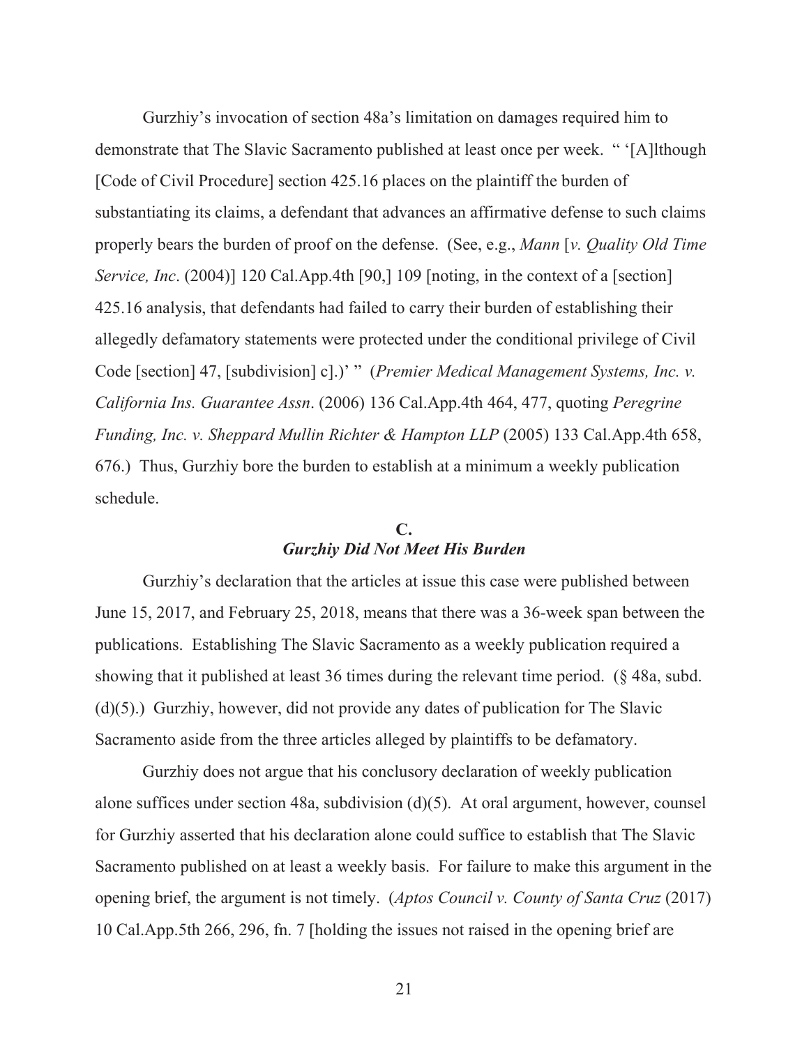Gurzhiy's invocation of section 48a's limitation on damages required him to demonstrate that The Slavic Sacramento published at least once per week. " '[A]lthough [Code of Civil Procedure] section 425.16 places on the plaintiff the burden of substantiating its claims, a defendant that advances an affirmative defense to such claims properly bears the burden of proof on the defense. (See, e.g., *Mann* [*v. Quality Old Time Service, Inc*. (2004)] 120 Cal.App.4th [90,] 109 [noting, in the context of a [section] 425.16 analysis, that defendants had failed to carry their burden of establishing their allegedly defamatory statements were protected under the conditional privilege of Civil Code [section] 47, [subdivision] c].)' " (*Premier Medical Management Systems, Inc. v. California Ins. Guarantee Assn*. (2006) 136 Cal.App.4th 464, 477, quoting *Peregrine Funding, Inc. v. Sheppard Mullin Richter & Hampton LLP* (2005) 133 Cal.App.4th 658, 676.) Thus, Gurzhiy bore the burden to establish at a minimum a weekly publication schedule.

### C.
### *Gurzhiy Did Not Meet His Burden*

Gurzhiy's declaration that the articles at issue this case were published between June 15, 2017, and February 25, 2018, means that there was a 36-week span between the publications. Establishing The Slavic Sacramento as a weekly publication required a showing that it published at least 36 times during the relevant time period. (§ 48a, subd. (d)(5).) Gurzhiy, however, did not provide any dates of publication for The Slavic Sacramento aside from the three articles alleged by plaintiffs to be defamatory.

Gurzhiy does not argue that his conclusory declaration of weekly publication alone suffices under section 48a, subdivision (d)(5). At oral argument, however, counsel for Gurzhiy asserted that his declaration alone could suffice to establish that The Slavic Sacramento published on at least a weekly basis. For failure to make this argument in the opening brief, the argument is not timely. (*Aptos Council v. County of Santa Cruz* (2017) 10 Cal.App.5th 266, 296, fn. 7 [holding the issues not raised in the opening brief are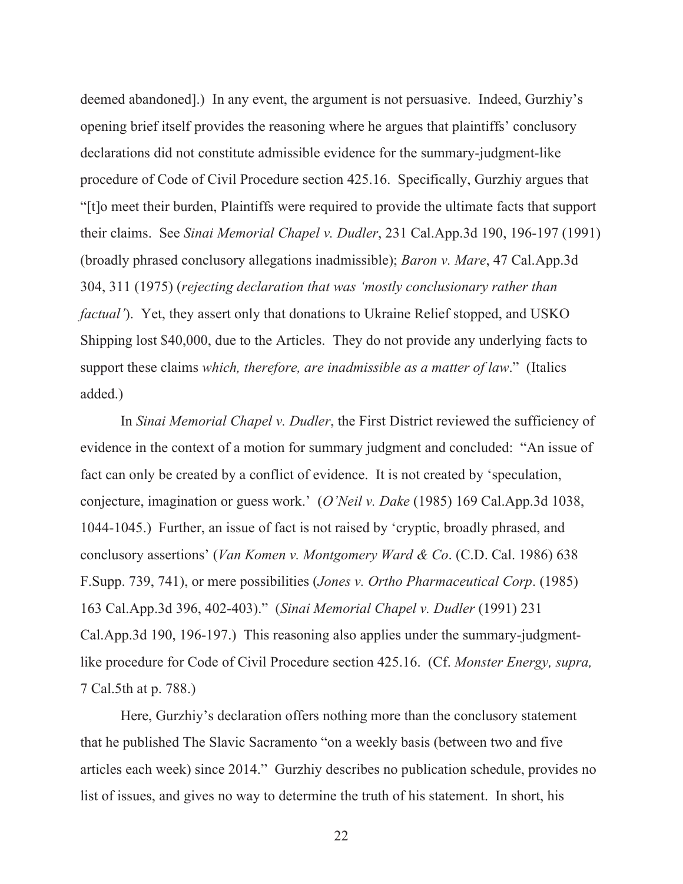deemed abandoned].) In any event, the argument is not persuasive. Indeed, Gurzhiy's opening brief itself provides the reasoning where he argues that plaintiffs' conclusory declarations did not constitute admissible evidence for the summary-judgment-like procedure of Code of Civil Procedure section 425.16. Specifically, Gurzhiy argues that "[t]o meet their burden, Plaintiffs were required to provide the ultimate facts that support their claims. See *Sinai Memorial Chapel v. Dudler*, 231 Cal.App.3d 190, 196-197 (1991) (broadly phrased conclusory allegations inadmissible); *Baron v. Mare*, 47 Cal.App.3d 304, 311 (1975) (*rejecting declaration that was 'mostly conclusionary rather than factual'*). Yet, they assert only that donations to Ukraine Relief stopped, and USKO Shipping lost $40,000, due to the Articles. They do not provide any underlying facts to support these claims *which, therefore, are inadmissible as a matter of law*." (Italics added.)

In *Sinai Memorial Chapel v. Dudler*, the First District reviewed the sufficiency of evidence in the context of a motion for summary judgment and concluded: "An issue of fact can only be created by a conflict of evidence. It is not created by 'speculation, conjecture, imagination or guess work.' (*O'Neil v. Dake* (1985) 169 Cal.App.3d 1038, 1044-1045.) Further, an issue of fact is not raised by 'cryptic, broadly phrased, and conclusory assertions' (*Van Komen v. Montgomery Ward & Co*. (C.D. Cal. 1986) 638 F.Supp. 739, 741), or mere possibilities (*Jones v. Ortho Pharmaceutical Corp*. (1985) 163 Cal.App.3d 396, 402-403)." (*Sinai Memorial Chapel v. Dudler* (1991) 231 Cal.App.3d 190, 196-197.) This reasoning also applies under the summary-judgment-like procedure for Code of Civil Procedure section 425.16. (Cf. *Monster Energy, supra,* 7 Cal.5th at p. 788.)

Here, Gurzhiy's declaration offers nothing more than the conclusory statement that he published The Slavic Sacramento "on a weekly basis (between two and five articles each week) since 2014." Gurzhiy describes no publication schedule, provides no list of issues, and gives no way to determine the truth of his statement. In short, his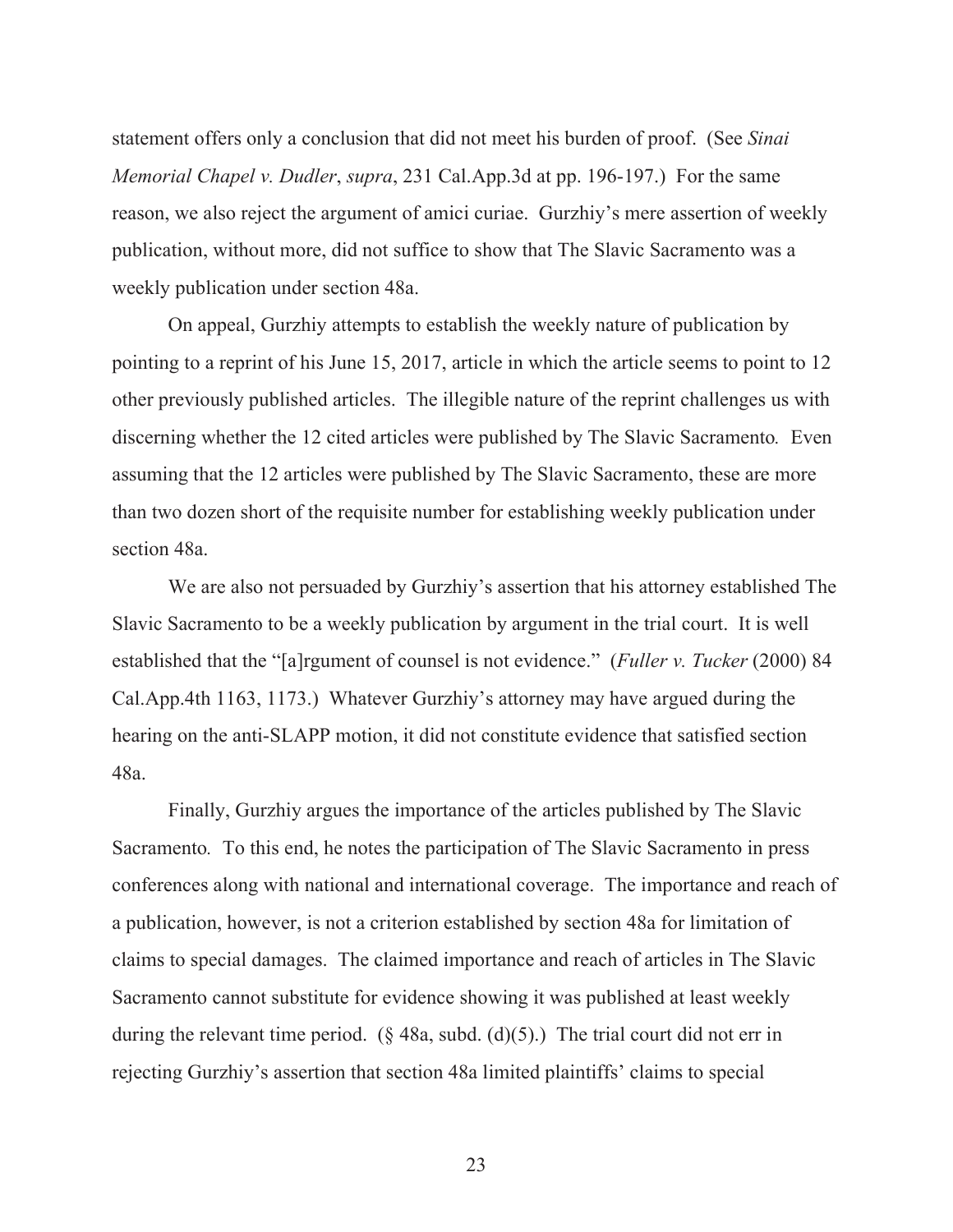statement offers only a conclusion that did not meet his burden of proof. (See *Sinai Memorial Chapel v. Dudler*, *supra*, 231 Cal.App.3d at pp. 196-197.) For the same reason, we also reject the argument of amici curiae. Gurzhiy's mere assertion of weekly publication, without more, did not suffice to show that The Slavic Sacramento was a weekly publication under section 48a.

On appeal, Gurzhiy attempts to establish the weekly nature of publication by pointing to a reprint of his June 15, 2017, article in which the article seems to point to 12 other previously published articles. The illegible nature of the reprint challenges us with discerning whether the 12 cited articles were published by The Slavic Sacramento*.* Even assuming that the 12 articles were published by The Slavic Sacramento, these are more than two dozen short of the requisite number for establishing weekly publication under section 48a.

We are also not persuaded by Gurzhiy's assertion that his attorney established The Slavic Sacramento to be a weekly publication by argument in the trial court. It is well established that the "[a]rgument of counsel is not evidence." (*Fuller v. Tucker* (2000) 84 Cal.App.4th 1163, 1173.) Whatever Gurzhiy's attorney may have argued during the hearing on the anti-SLAPP motion, it did not constitute evidence that satisfied section 48a.

Finally, Gurzhiy argues the importance of the articles published by The Slavic Sacramento*.* To this end, he notes the participation of The Slavic Sacramento in press conferences along with national and international coverage. The importance and reach of a publication, however, is not a criterion established by section 48a for limitation of claims to special damages. The claimed importance and reach of articles in The Slavic Sacramento cannot substitute for evidence showing it was published at least weekly during the relevant time period. (§ 48a, subd. (d)(5).) The trial court did not err in rejecting Gurzhiy's assertion that section 48a limited plaintiffs' claims to special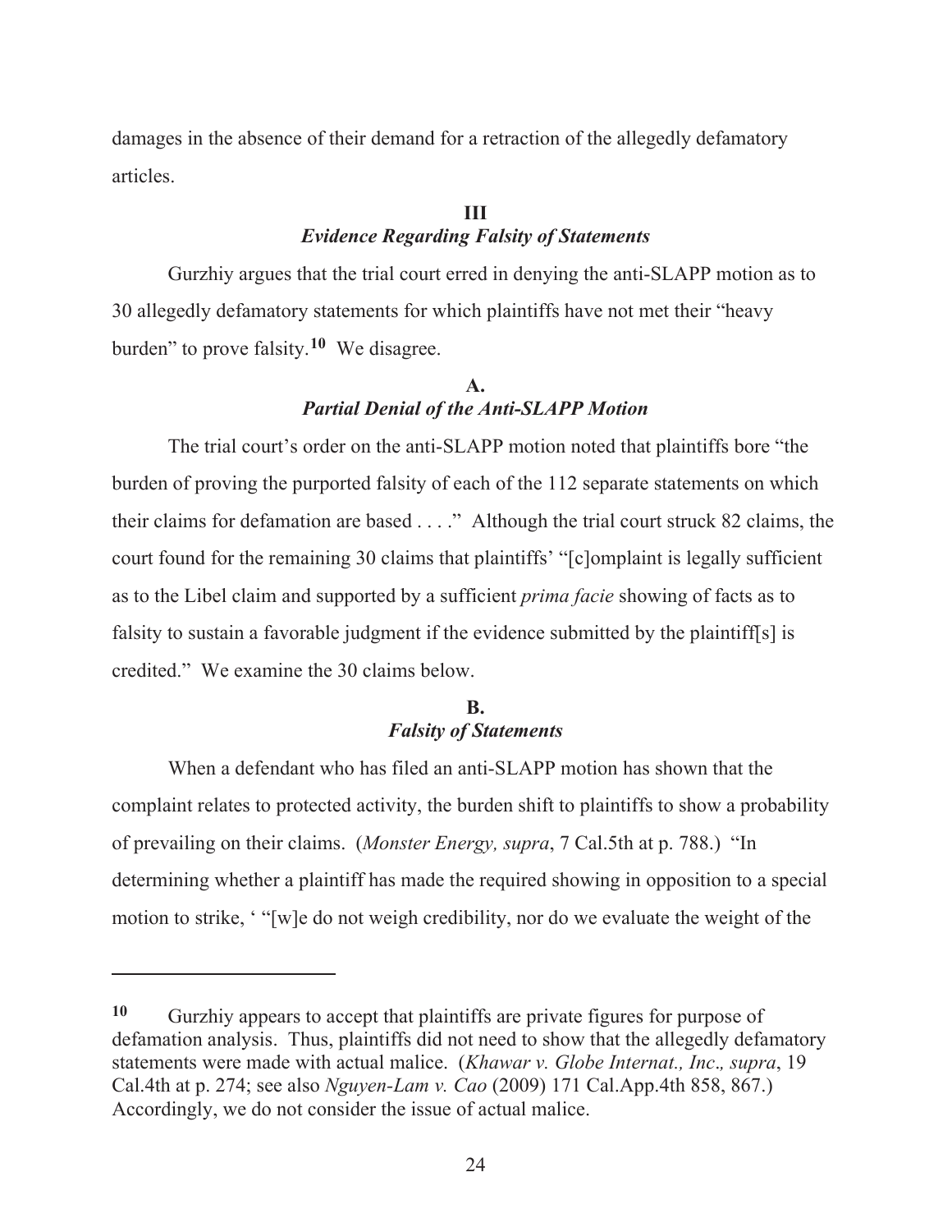damages in the absence of their demand for a retraction of the allegedly defamatory articles.

## III
## *Evidence Regarding Falsity of Statements*

Gurzhiy argues that the trial court erred in denying the anti-SLAPP motion as to 30 allegedly defamatory statements for which plaintiffs have not met their "heavy burden" to prove falsity.[10] We disagree.

### A.
### *Partial Denial of the Anti-SLAPP Motion*

The trial court's order on the anti-SLAPP motion noted that plaintiffs bore "the burden of proving the purported falsity of each of the 112 separate statements on which their claims for defamation are based . . . ." Although the trial court struck 82 claims, the court found for the remaining 30 claims that plaintiffs' "[c]omplaint is legally sufficient as to the Libel claim and supported by a sufficient *prima facie* showing of facts as to falsity to sustain a favorable judgment if the evidence submitted by the plaintiff[s] is credited." We examine the 30 claims below.

### B.
### *Falsity of Statements*

When a defendant who has filed an anti-SLAPP motion has shown that the complaint relates to protected activity, the burden shift to plaintiffs to show a probability of prevailing on their claims. (*Monster Energy, supra*, 7 Cal.5th at p. 788.) "In determining whether a plaintiff has made the required showing in opposition to a special motion to strike, ' "[w]e do not weigh credibility, nor do we evaluate the weight of the

---

[10] Gurzhiy appears to accept that plaintiffs are private figures for purpose of defamation analysis. Thus, plaintiffs did not need to show that the allegedly defamatory statements were made with actual malice. (*Khawar v. Globe Internat., Inc*., *supra*, 19 Cal.4th at p. 274; see also *Nguyen-Lam v. Cao* (2009) 171 Cal.App.4th 858, 867.) Accordingly, we do not consider the issue of actual malice.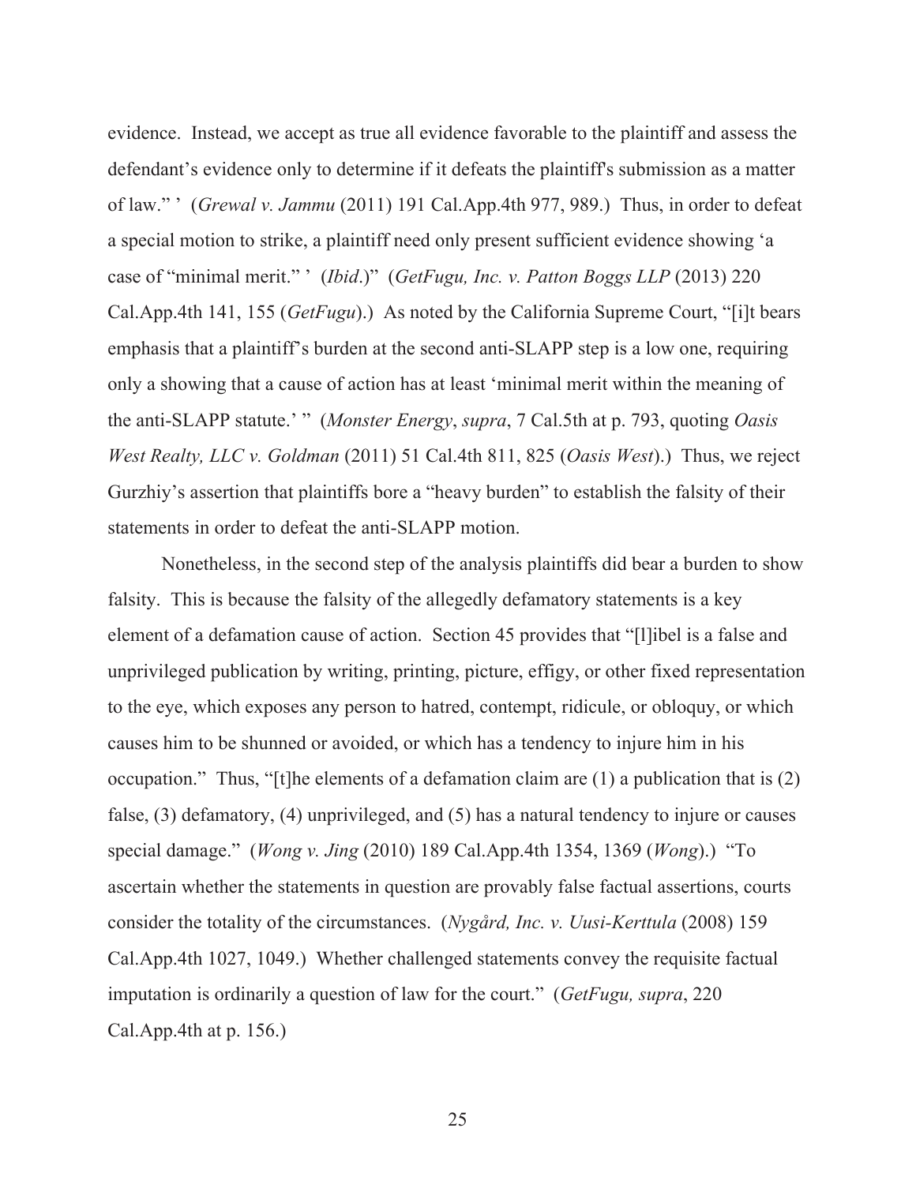evidence. Instead, we accept as true all evidence favorable to the plaintiff and assess the defendant's evidence only to determine if it defeats the plaintiff's submission as a matter of law." ' (*Grewal v. Jammu* (2011) 191 Cal.App.4th 977, 989.) Thus, in order to defeat a special motion to strike, a plaintiff need only present sufficient evidence showing 'a case of "minimal merit." ' (*Ibid*.)" (*GetFugu, Inc. v. Patton Boggs LLP* (2013) 220 Cal.App.4th 141, 155 (*GetFugu*).) As noted by the California Supreme Court, "[i]t bears emphasis that a plaintiff's burden at the second anti-SLAPP step is a low one, requiring only a showing that a cause of action has at least 'minimal merit within the meaning of the anti-SLAPP statute.' " (*Monster Energy*, *supra*, 7 Cal.5th at p. 793, quoting *Oasis West Realty, LLC v. Goldman* (2011) 51 Cal.4th 811, 825 (*Oasis West*).) Thus, we reject Gurzhiy's assertion that plaintiffs bore a "heavy burden" to establish the falsity of their statements in order to defeat the anti-SLAPP motion.

Nonetheless, in the second step of the analysis plaintiffs did bear a burden to show falsity. This is because the falsity of the allegedly defamatory statements is a key element of a defamation cause of action. Section 45 provides that "[l]ibel is a false and unprivileged publication by writing, printing, picture, effigy, or other fixed representation to the eye, which exposes any person to hatred, contempt, ridicule, or obloquy, or which causes him to be shunned or avoided, or which has a tendency to injure him in his occupation." Thus, "[t]he elements of a defamation claim are (1) a publication that is (2) false, (3) defamatory, (4) unprivileged, and (5) has a natural tendency to injure or causes special damage." (*Wong v. Jing* (2010) 189 Cal.App.4th 1354, 1369 (*Wong*).) "To ascertain whether the statements in question are provably false factual assertions, courts consider the totality of the circumstances. (*Nygård, Inc. v. Uusi-Kerttula* (2008) 159 Cal.App.4th 1027, 1049.) Whether challenged statements convey the requisite factual imputation is ordinarily a question of law for the court." (*GetFugu, supra*, 220 Cal.App.4th at p. 156.)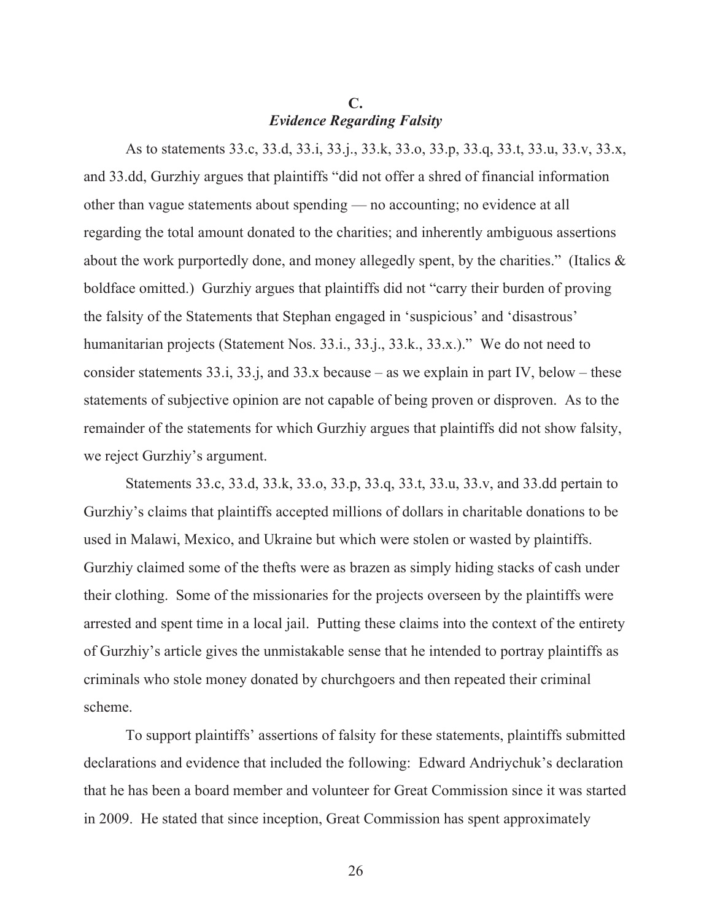### C.
### *Evidence Regarding Falsity*

As to statements 33.c, 33.d, 33.i, 33.j., 33.k, 33.o, 33.p, 33.q, 33.t, 33.u, 33.v, 33.x, and 33.dd, Gurzhiy argues that plaintiffs "did not offer a shred of financial information other than vague statements about spending — no accounting; no evidence at all regarding the total amount donated to the charities; and inherently ambiguous assertions about the work purportedly done, and money allegedly spent, by the charities." (Italics & boldface omitted.) Gurzhiy argues that plaintiffs did not "carry their burden of proving the falsity of the Statements that Stephan engaged in 'suspicious' and 'disastrous' humanitarian projects (Statement Nos. 33.i., 33.j., 33.k., 33.x.)." We do not need to consider statements 33.i, 33.j, and 33.x because – as we explain in part IV, below – these statements of subjective opinion are not capable of being proven or disproven. As to the remainder of the statements for which Gurzhiy argues that plaintiffs did not show falsity, we reject Gurzhiy's argument.

Statements 33.c, 33.d, 33.k, 33.o, 33.p, 33.q, 33.t, 33.u, 33.v, and 33.dd pertain to Gurzhiy's claims that plaintiffs accepted millions of dollars in charitable donations to be used in Malawi, Mexico, and Ukraine but which were stolen or wasted by plaintiffs. Gurzhiy claimed some of the thefts were as brazen as simply hiding stacks of cash under their clothing. Some of the missionaries for the projects overseen by the plaintiffs were arrested and spent time in a local jail. Putting these claims into the context of the entirety of Gurzhiy's article gives the unmistakable sense that he intended to portray plaintiffs as criminals who stole money donated by churchgoers and then repeated their criminal scheme.

To support plaintiffs' assertions of falsity for these statements, plaintiffs submitted declarations and evidence that included the following: Edward Andriychuk's declaration that he has been a board member and volunteer for Great Commission since it was started in 2009. He stated that since inception, Great Commission has spent approximately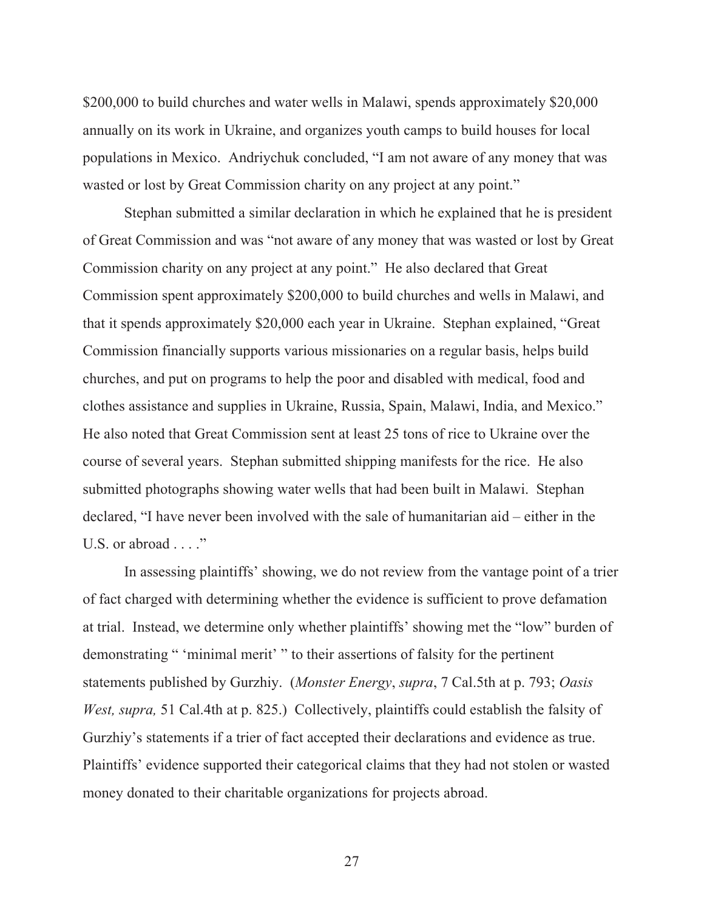$200,000 to build churches and water wells in Malawi, spends approximately $20,000 annually on its work in Ukraine, and organizes youth camps to build houses for local populations in Mexico. Andriychuk concluded, "I am not aware of any money that was wasted or lost by Great Commission charity on any project at any point."

Stephan submitted a similar declaration in which he explained that he is president of Great Commission and was "not aware of any money that was wasted or lost by Great Commission charity on any project at any point." He also declared that Great Commission spent approximately $200,000 to build churches and wells in Malawi, and that it spends approximately $20,000 each year in Ukraine. Stephan explained, "Great Commission financially supports various missionaries on a regular basis, helps build churches, and put on programs to help the poor and disabled with medical, food and clothes assistance and supplies in Ukraine, Russia, Spain, Malawi, India, and Mexico." He also noted that Great Commission sent at least 25 tons of rice to Ukraine over the course of several years. Stephan submitted shipping manifests for the rice. He also submitted photographs showing water wells that had been built in Malawi. Stephan declared, "I have never been involved with the sale of humanitarian aid – either in the U.S. or abroad . . . ."

In assessing plaintiffs' showing, we do not review from the vantage point of a trier of fact charged with determining whether the evidence is sufficient to prove defamation at trial. Instead, we determine only whether plaintiffs' showing met the "low" burden of demonstrating " 'minimal merit' " to their assertions of falsity for the pertinent statements published by Gurzhiy. (*Monster Energy*, *supra*, 7 Cal.5th at p. 793; *Oasis West, supra,* 51 Cal.4th at p. 825.) Collectively, plaintiffs could establish the falsity of Gurzhiy's statements if a trier of fact accepted their declarations and evidence as true. Plaintiffs' evidence supported their categorical claims that they had not stolen or wasted money donated to their charitable organizations for projects abroad.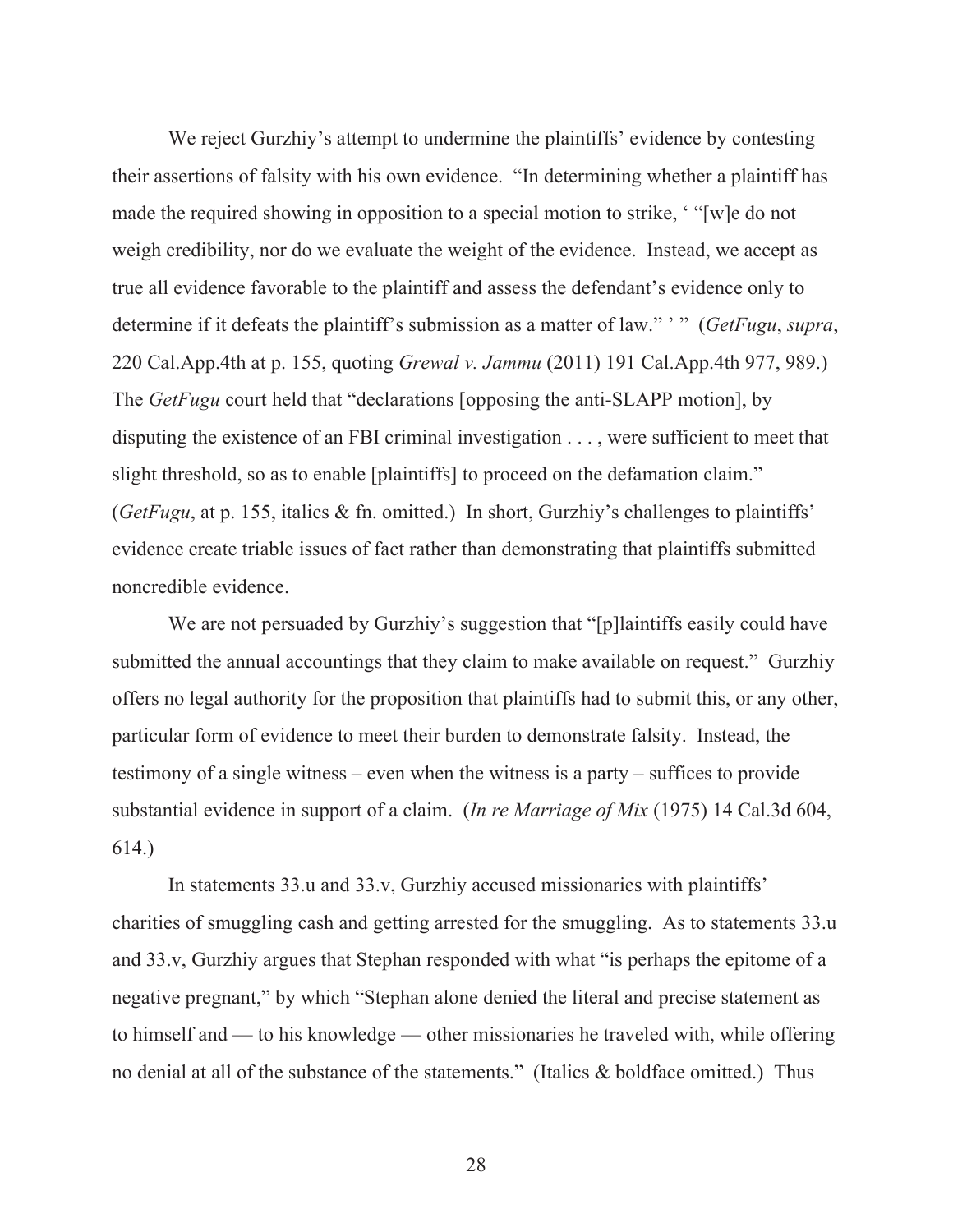We reject Gurzhiy's attempt to undermine the plaintiffs' evidence by contesting their assertions of falsity with his own evidence. "In determining whether a plaintiff has made the required showing in opposition to a special motion to strike, ' "[w]e do not weigh credibility, nor do we evaluate the weight of the evidence. Instead, we accept as true all evidence favorable to the plaintiff and assess the defendant's evidence only to determine if it defeats the plaintiff's submission as a matter of law." ' " (*GetFugu*, *supra*, 220 Cal.App.4th at p. 155, quoting *Grewal v. Jammu* (2011) 191 Cal.App.4th 977, 989.) The *GetFugu* court held that "declarations [opposing the anti-SLAPP motion], by disputing the existence of an FBI criminal investigation . . . , were sufficient to meet that slight threshold, so as to enable [plaintiffs] to proceed on the defamation claim." (*GetFugu*, at p. 155, italics & fn. omitted.) In short, Gurzhiy's challenges to plaintiffs' evidence create triable issues of fact rather than demonstrating that plaintiffs submitted noncredible evidence.

We are not persuaded by Gurzhiy's suggestion that "[p]laintiffs easily could have submitted the annual accountings that they claim to make available on request." Gurzhiy offers no legal authority for the proposition that plaintiffs had to submit this, or any other, particular form of evidence to meet their burden to demonstrate falsity. Instead, the testimony of a single witness – even when the witness is a party – suffices to provide substantial evidence in support of a claim. (*In re Marriage of Mix* (1975) 14 Cal.3d 604, 614.)

In statements 33.u and 33.v, Gurzhiy accused missionaries with plaintiffs' charities of smuggling cash and getting arrested for the smuggling. As to statements 33.u and 33.v, Gurzhiy argues that Stephan responded with what "is perhaps the epitome of a negative pregnant," by which "Stephan alone denied the literal and precise statement as to himself and — to his knowledge — other missionaries he traveled with, while offering no denial at all of the substance of the statements." (Italics & boldface omitted.) Thus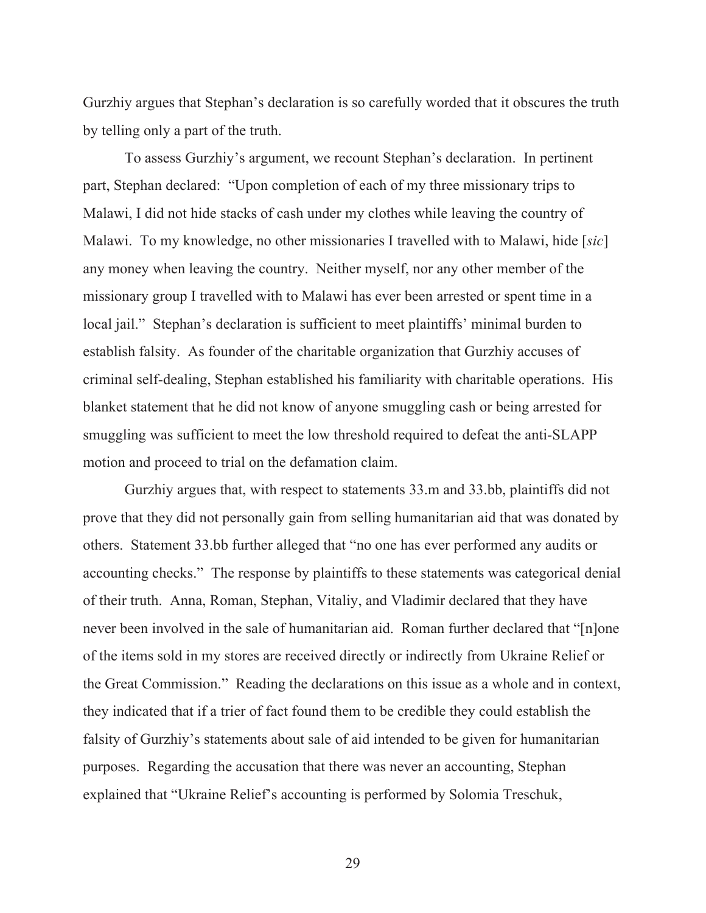Gurzhiy argues that Stephan's declaration is so carefully worded that it obscures the truth by telling only a part of the truth.

To assess Gurzhiy's argument, we recount Stephan's declaration. In pertinent part, Stephan declared: "Upon completion of each of my three missionary trips to Malawi, I did not hide stacks of cash under my clothes while leaving the country of Malawi. To my knowledge, no other missionaries I travelled with to Malawi, hide [*sic*] any money when leaving the country. Neither myself, nor any other member of the missionary group I travelled with to Malawi has ever been arrested or spent time in a local jail." Stephan's declaration is sufficient to meet plaintiffs' minimal burden to establish falsity. As founder of the charitable organization that Gurzhiy accuses of criminal self-dealing, Stephan established his familiarity with charitable operations. His blanket statement that he did not know of anyone smuggling cash or being arrested for smuggling was sufficient to meet the low threshold required to defeat the anti-SLAPP motion and proceed to trial on the defamation claim.

Gurzhiy argues that, with respect to statements 33.m and 33.bb, plaintiffs did not prove that they did not personally gain from selling humanitarian aid that was donated by others. Statement 33.bb further alleged that "no one has ever performed any audits or accounting checks." The response by plaintiffs to these statements was categorical denial of their truth. Anna, Roman, Stephan, Vitaliy, and Vladimir declared that they have never been involved in the sale of humanitarian aid. Roman further declared that "[n]one of the items sold in my stores are received directly or indirectly from Ukraine Relief or the Great Commission." Reading the declarations on this issue as a whole and in context, they indicated that if a trier of fact found them to be credible they could establish the falsity of Gurzhiy's statements about sale of aid intended to be given for humanitarian purposes. Regarding the accusation that there was never an accounting, Stephan explained that "Ukraine Relief's accounting is performed by Solomia Treschuk,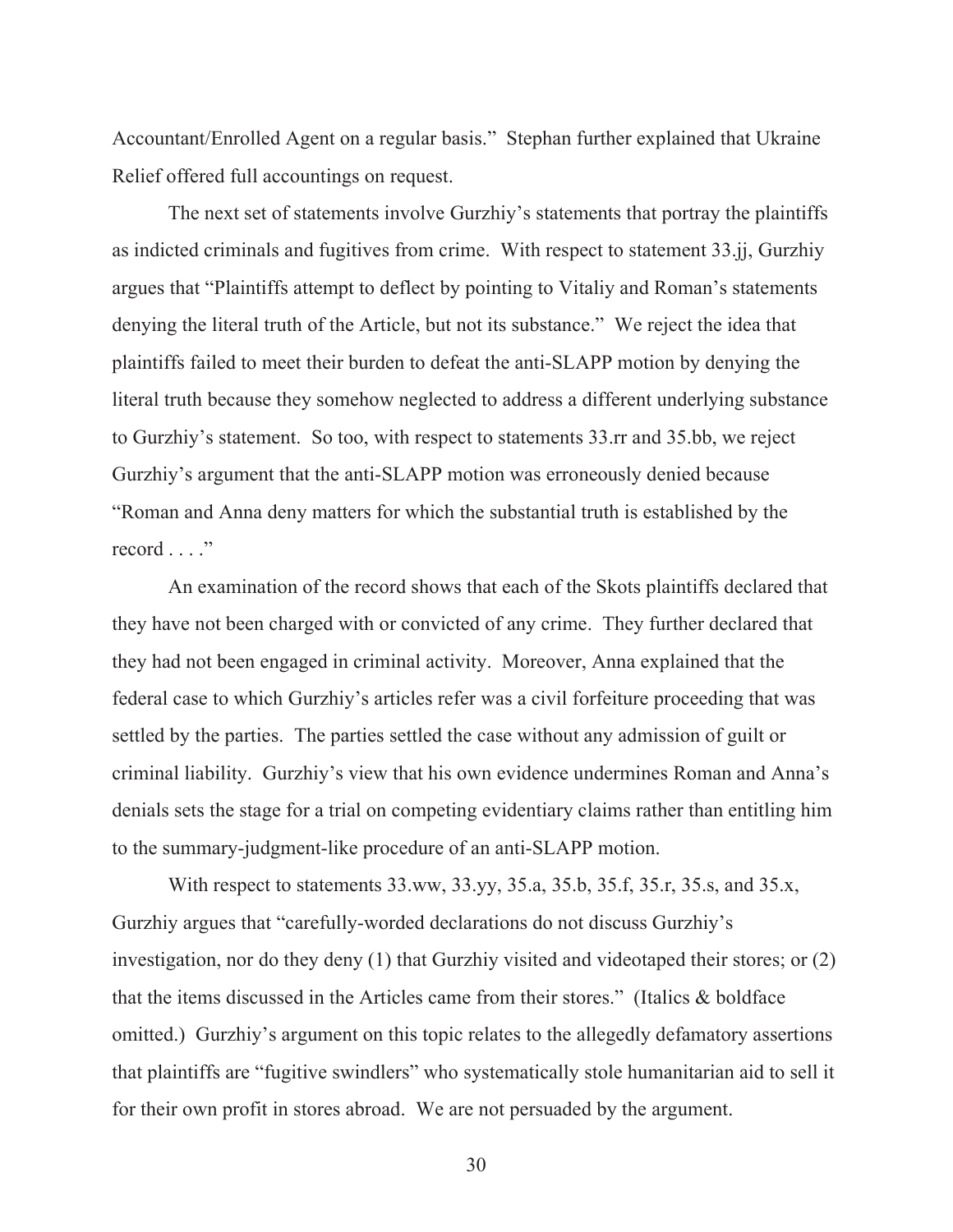Accountant/Enrolled Agent on a regular basis." Stephan further explained that Ukraine Relief offered full accountings on request.

The next set of statements involve Gurzhiy's statements that portray the plaintiffs as indicted criminals and fugitives from crime. With respect to statement 33.jj, Gurzhiy argues that "Plaintiffs attempt to deflect by pointing to Vitaliy and Roman's statements denying the literal truth of the Article, but not its substance." We reject the idea that plaintiffs failed to meet their burden to defeat the anti-SLAPP motion by denying the literal truth because they somehow neglected to address a different underlying substance to Gurzhiy's statement. So too, with respect to statements 33.rr and 35.bb, we reject Gurzhiy's argument that the anti-SLAPP motion was erroneously denied because "Roman and Anna deny matters for which the substantial truth is established by the record . . . ."

An examination of the record shows that each of the Skots plaintiffs declared that they have not been charged with or convicted of any crime. They further declared that they had not been engaged in criminal activity. Moreover, Anna explained that the federal case to which Gurzhiy's articles refer was a civil forfeiture proceeding that was settled by the parties. The parties settled the case without any admission of guilt or criminal liability. Gurzhiy's view that his own evidence undermines Roman and Anna's denials sets the stage for a trial on competing evidentiary claims rather than entitling him to the summary-judgment-like procedure of an anti-SLAPP motion.

With respect to statements 33.ww, 33.yy, 35.a, 35.b, 35.f, 35.r, 35.s, and 35.x, Gurzhiy argues that "carefully-worded declarations do not discuss Gurzhiy's investigation, nor do they deny (1) that Gurzhiy visited and videotaped their stores; or (2) that the items discussed in the Articles came from their stores." (Italics & boldface omitted.) Gurzhiy's argument on this topic relates to the allegedly defamatory assertions that plaintiffs are "fugitive swindlers" who systematically stole humanitarian aid to sell it for their own profit in stores abroad. We are not persuaded by the argument.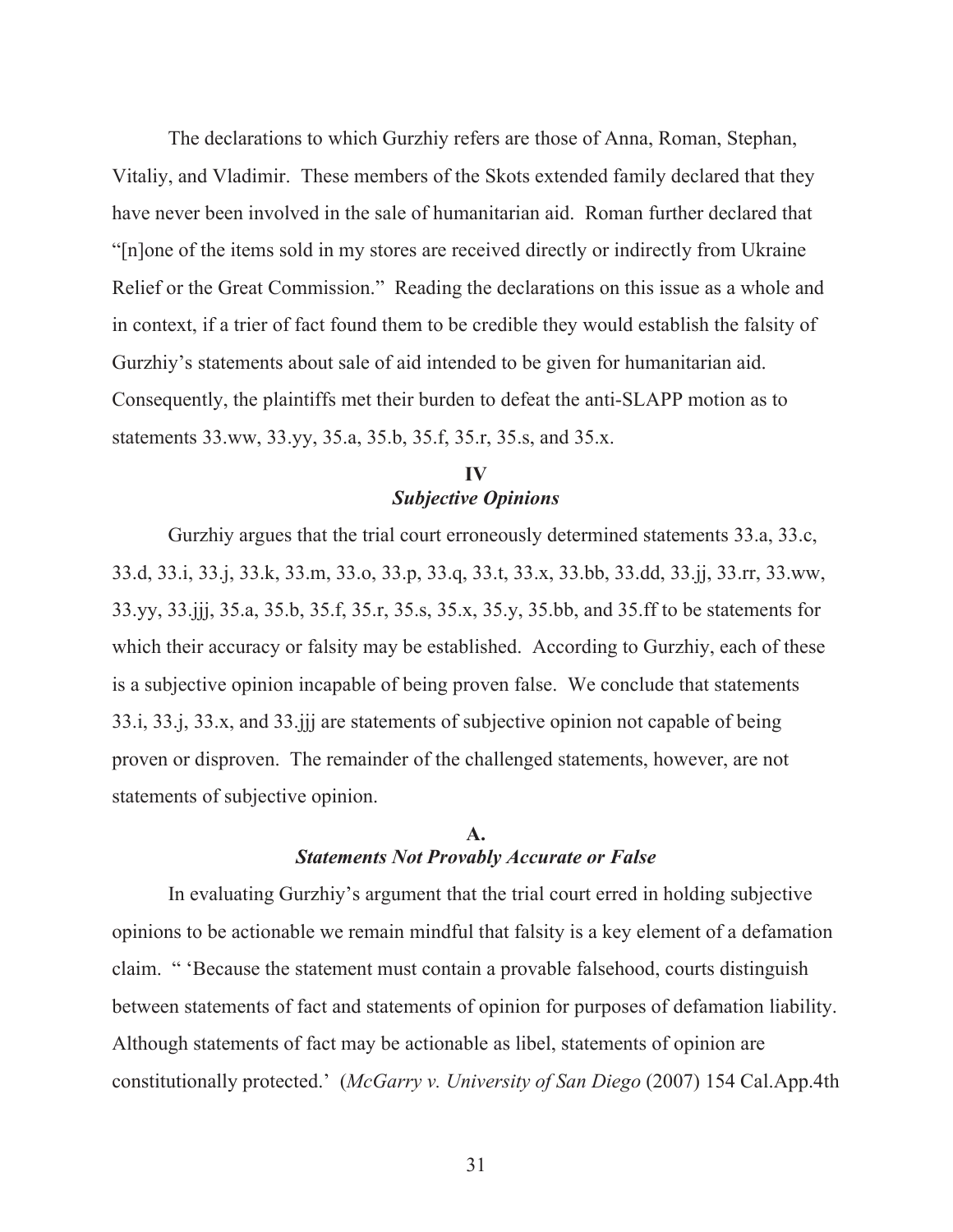The declarations to which Gurzhiy refers are those of Anna, Roman, Stephan, Vitaliy, and Vladimir. These members of the Skots extended family declared that they have never been involved in the sale of humanitarian aid. Roman further declared that "[n]one of the items sold in my stores are received directly or indirectly from Ukraine Relief or the Great Commission." Reading the declarations on this issue as a whole and in context, if a trier of fact found them to be credible they would establish the falsity of Gurzhiy's statements about sale of aid intended to be given for humanitarian aid. Consequently, the plaintiffs met their burden to defeat the anti-SLAPP motion as to statements 33.ww, 33.yy, 35.a, 35.b, 35.f, 35.r, 35.s, and 35.x.

## IV
## *Subjective Opinions*

Gurzhiy argues that the trial court erroneously determined statements 33.a, 33.c, 33.d, 33.i, 33.j, 33.k, 33.m, 33.o, 33.p, 33.q, 33.t, 33.x, 33.bb, 33.dd, 33.jj, 33.rr, 33.ww, 33.yy, 33.jjj, 35.a, 35.b, 35.f, 35.r, 35.s, 35.x, 35.y, 35.bb, and 35.ff to be statements for which their accuracy or falsity may be established. According to Gurzhiy, each of these is a subjective opinion incapable of being proven false. We conclude that statements 33.i, 33.j, 33.x, and 33.jjj are statements of subjective opinion not capable of being proven or disproven. The remainder of the challenged statements, however, are not statements of subjective opinion.

### A.
### *Statements Not Provably Accurate or False*

In evaluating Gurzhiy's argument that the trial court erred in holding subjective opinions to be actionable we remain mindful that falsity is a key element of a defamation claim. " 'Because the statement must contain a provable falsehood, courts distinguish between statements of fact and statements of opinion for purposes of defamation liability. Although statements of fact may be actionable as libel, statements of opinion are constitutionally protected.' (*McGarry v. University of San Diego* (2007) 154 Cal.App.4th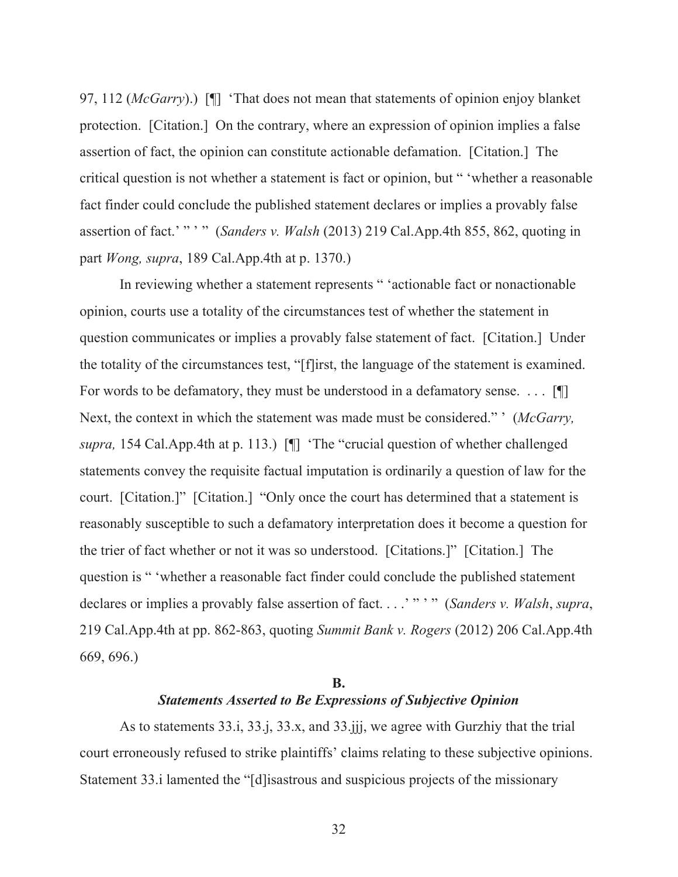97, 112 (*McGarry*).) [¶] 'That does not mean that statements of opinion enjoy blanket protection. [Citation.] On the contrary, where an expression of opinion implies a false assertion of fact, the opinion can constitute actionable defamation. [Citation.] The critical question is not whether a statement is fact or opinion, but " 'whether a reasonable fact finder could conclude the published statement declares or implies a provably false assertion of fact.' " ' " (*Sanders v. Walsh* (2013) 219 Cal.App.4th 855, 862, quoting in part *Wong, supra*, 189 Cal.App.4th at p. 1370.)

In reviewing whether a statement represents " 'actionable fact or nonactionable opinion, courts use a totality of the circumstances test of whether the statement in question communicates or implies a provably false statement of fact. [Citation.] Under the totality of the circumstances test, "[f]irst, the language of the statement is examined. For words to be defamatory, they must be understood in a defamatory sense. . . . [¶] Next, the context in which the statement was made must be considered." ' (*McGarry, supra,* 154 Cal.App.4th at p. 113.) [¶] 'The "crucial question of whether challenged statements convey the requisite factual imputation is ordinarily a question of law for the court. [Citation.]" [Citation.] "Only once the court has determined that a statement is reasonably susceptible to such a defamatory interpretation does it become a question for the trier of fact whether or not it was so understood. [Citations.]" [Citation.] The question is " 'whether a reasonable fact finder could conclude the published statement declares or implies a provably false assertion of fact. . . .' " ' " (*Sanders v. Walsh*, *supra*, 219 Cal.App.4th at pp. 862-863, quoting *Summit Bank v. Rogers* (2012) 206 Cal.App.4th 669, 696.)

### B.
### *Statements Asserted to Be Expressions of Subjective Opinion*

As to statements 33.i, 33.j, 33.x, and 33.jjj, we agree with Gurzhiy that the trial court erroneously refused to strike plaintiffs' claims relating to these subjective opinions. Statement 33.i lamented the "[d]isastrous and suspicious projects of the missionary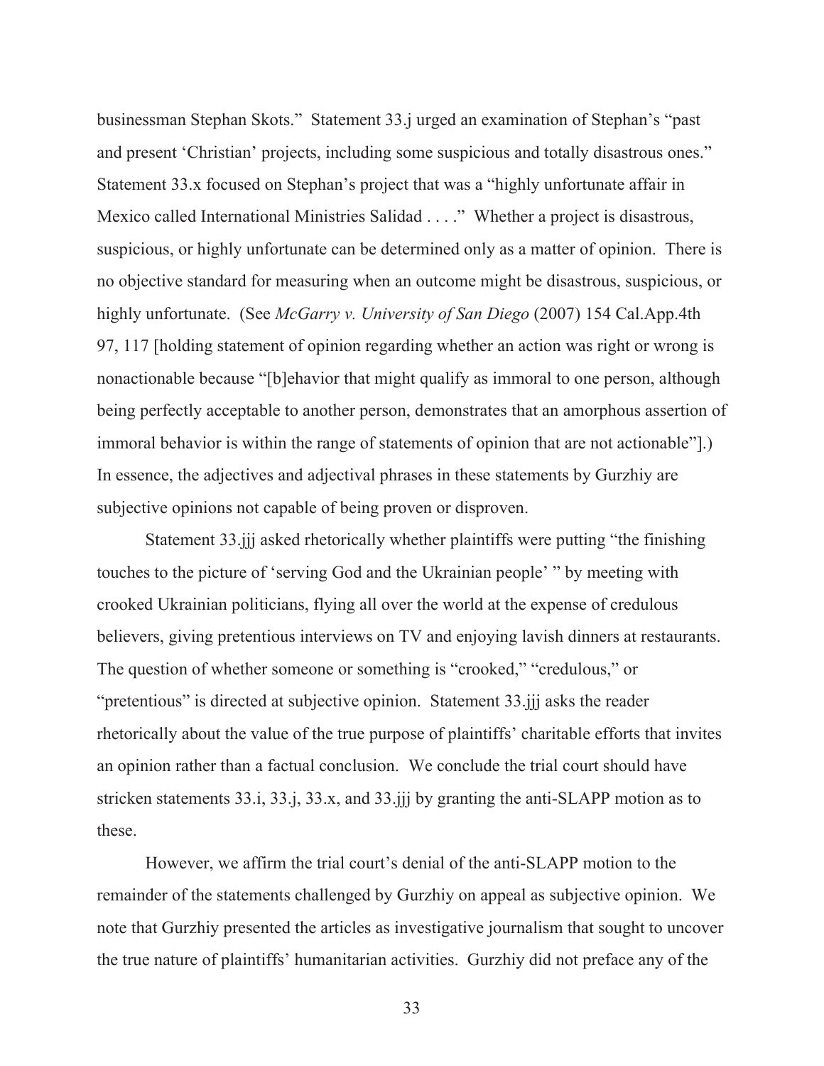businessman Stephan Skots." Statement 33.j urged an examination of Stephan's "past and present 'Christian' projects, including some suspicious and totally disastrous ones." Statement 33.x focused on Stephan's project that was a "highly unfortunate affair in Mexico called International Ministries Salidad . . . ." Whether a project is disastrous, suspicious, or highly unfortunate can be determined only as a matter of opinion. There is no objective standard for measuring when an outcome might be disastrous, suspicious, or highly unfortunate. (See *McGarry v. University of San Diego* (2007) 154 Cal.App.4th 97, 117 [holding statement of opinion regarding whether an action was right or wrong is nonactionable because "[b]ehavior that might qualify as immoral to one person, although being perfectly acceptable to another person, demonstrates that an amorphous assertion of immoral behavior is within the range of statements of opinion that are not actionable"].) In essence, the adjectives and adjectival phrases in these statements by Gurzhiy are subjective opinions not capable of being proven or disproven.

Statement 33.jjj asked rhetorically whether plaintiffs were putting "the finishing touches to the picture of 'serving God and the Ukrainian people' " by meeting with crooked Ukrainian politicians, flying all over the world at the expense of credulous believers, giving pretentious interviews on TV and enjoying lavish dinners at restaurants. The question of whether someone or something is "crooked," "credulous," or "pretentious" is directed at subjective opinion. Statement 33.jjj asks the reader rhetorically about the value of the true purpose of plaintiffs' charitable efforts that invites an opinion rather than a factual conclusion. We conclude the trial court should have stricken statements 33.i, 33.j, 33.x, and 33.jjj by granting the anti-SLAPP motion as to these.

However, we affirm the trial court's denial of the anti-SLAPP motion to the remainder of the statements challenged by Gurzhiy on appeal as subjective opinion. We note that Gurzhiy presented the articles as investigative journalism that sought to uncover the true nature of plaintiffs' humanitarian activities. Gurzhiy did not preface any of the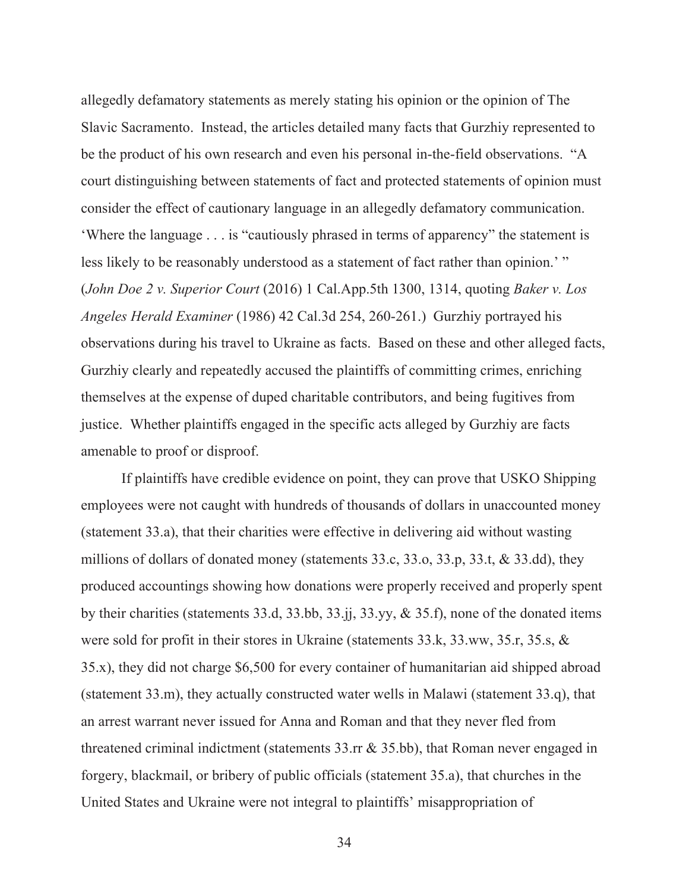allegedly defamatory statements as merely stating his opinion or the opinion of The Slavic Sacramento. Instead, the articles detailed many facts that Gurzhiy represented to be the product of his own research and even his personal in-the-field observations. "A court distinguishing between statements of fact and protected statements of opinion must consider the effect of cautionary language in an allegedly defamatory communication. 'Where the language . . . is "cautiously phrased in terms of apparency" the statement is less likely to be reasonably understood as a statement of fact rather than opinion.' " (*John Doe 2 v. Superior Court* (2016) 1 Cal.App.5th 1300, 1314, quoting *Baker v. Los Angeles Herald Examiner* (1986) 42 Cal.3d 254, 260-261.) Gurzhiy portrayed his observations during his travel to Ukraine as facts. Based on these and other alleged facts, Gurzhiy clearly and repeatedly accused the plaintiffs of committing crimes, enriching themselves at the expense of duped charitable contributors, and being fugitives from justice. Whether plaintiffs engaged in the specific acts alleged by Gurzhiy are facts amenable to proof or disproof.

If plaintiffs have credible evidence on point, they can prove that USKO Shipping employees were not caught with hundreds of thousands of dollars in unaccounted money (statement 33.a), that their charities were effective in delivering aid without wasting millions of dollars of donated money (statements 33.c, 33.o, 33.p, 33.t, & 33.dd), they produced accountings showing how donations were properly received and properly spent by their charities (statements 33.d, 33.bb, 33.jj, 33.yy, & 35.f), none of the donated items were sold for profit in their stores in Ukraine (statements 33.k, 33.ww, 35.r, 35.s, & 35.x), they did not charge $6,500 for every container of humanitarian aid shipped abroad (statement 33.m), they actually constructed water wells in Malawi (statement 33.q), that an arrest warrant never issued for Anna and Roman and that they never fled from threatened criminal indictment (statements 33.rr & 35.bb), that Roman never engaged in forgery, blackmail, or bribery of public officials (statement 35.a), that churches in the United States and Ukraine were not integral to plaintiffs' misappropriation of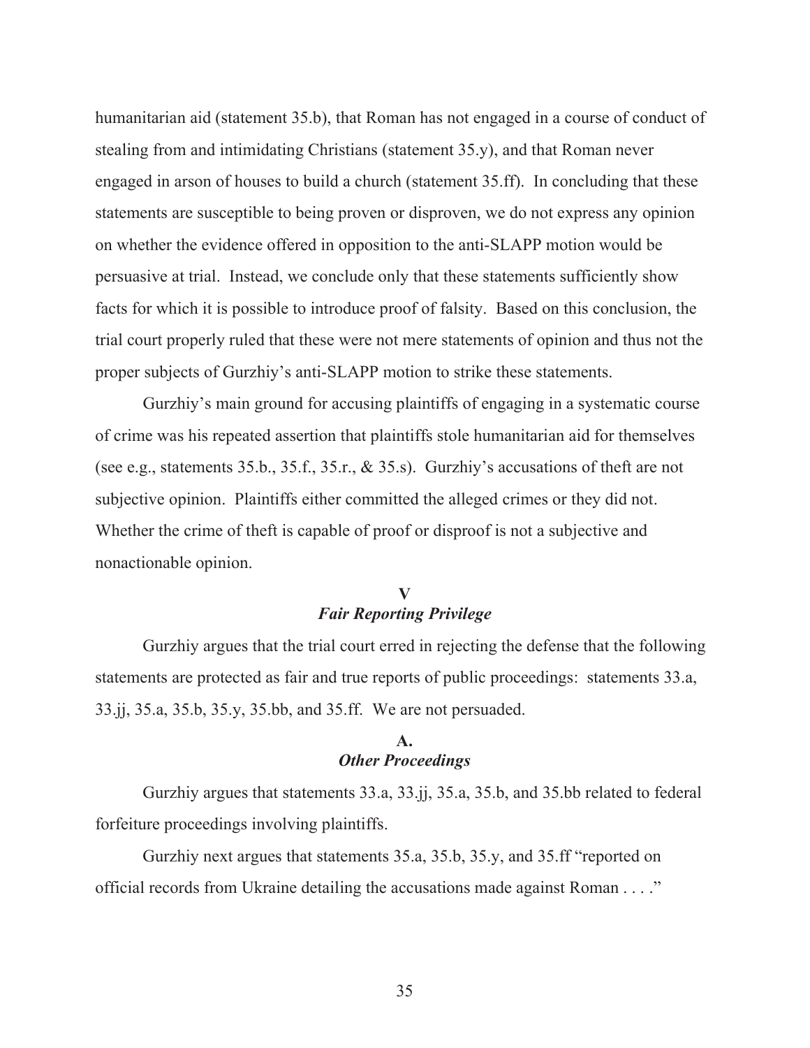humanitarian aid (statement 35.b), that Roman has not engaged in a course of conduct of stealing from and intimidating Christians (statement 35.y), and that Roman never engaged in arson of houses to build a church (statement 35.ff). In concluding that these statements are susceptible to being proven or disproven, we do not express any opinion on whether the evidence offered in opposition to the anti-SLAPP motion would be persuasive at trial. Instead, we conclude only that these statements sufficiently show facts for which it is possible to introduce proof of falsity. Based on this conclusion, the trial court properly ruled that these were not mere statements of opinion and thus not the proper subjects of Gurzhiy's anti-SLAPP motion to strike these statements.

Gurzhiy's main ground for accusing plaintiffs of engaging in a systematic course of crime was his repeated assertion that plaintiffs stole humanitarian aid for themselves (see e.g., statements 35.b., 35.f., 35.r., & 35.s). Gurzhiy's accusations of theft are not subjective opinion. Plaintiffs either committed the alleged crimes or they did not. Whether the crime of theft is capable of proof or disproof is not a subjective and nonactionable opinion.

## V
## *Fair Reporting Privilege*

Gurzhiy argues that the trial court erred in rejecting the defense that the following statements are protected as fair and true reports of public proceedings: statements 33.a, 33.jj, 35.a, 35.b, 35.y, 35.bb, and 35.ff. We are not persuaded.

### A.
### *Other Proceedings*

Gurzhiy argues that statements 33.a, 33.jj, 35.a, 35.b, and 35.bb related to federal forfeiture proceedings involving plaintiffs.

Gurzhiy next argues that statements 35.a, 35.b, 35.y, and 35.ff "reported on official records from Ukraine detailing the accusations made against Roman . . . ."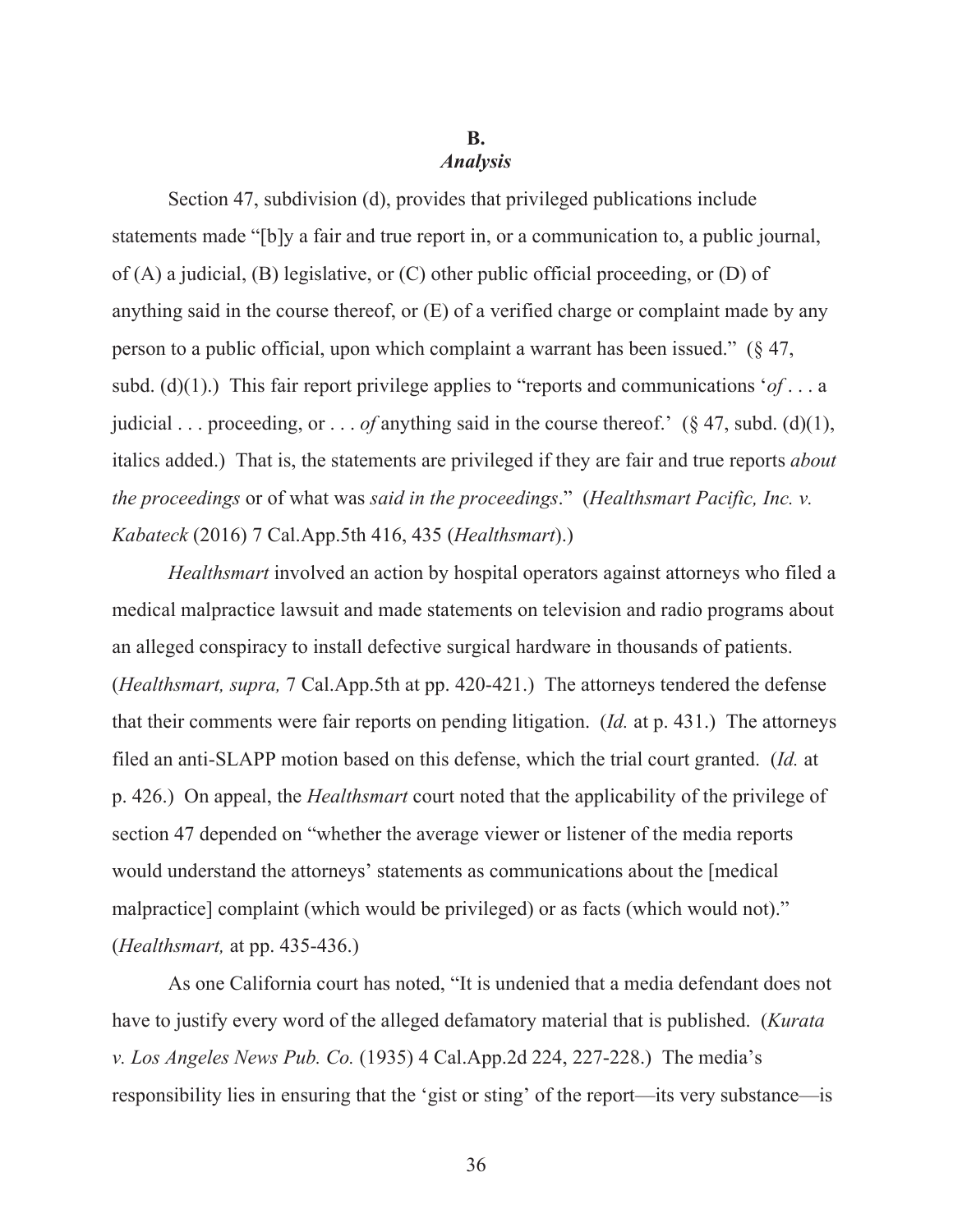## B.
### *Analysis*

Section 47, subdivision (d), provides that privileged publications include statements made "[b]y a fair and true report in, or a communication to, a public journal, of (A) a judicial, (B) legislative, or (C) other public official proceeding, or (D) of anything said in the course thereof, or (E) of a verified charge or complaint made by any person to a public official, upon which complaint a warrant has been issued." (§ 47, subd. (d)(1).) This fair report privilege applies to "reports and communications '*of* . . . a judicial . . . proceeding, or . . . *of* anything said in the course thereof.' (§ 47, subd. (d)(1), italics added.) That is, the statements are privileged if they are fair and true reports *about the proceedings* or of what was *said in the proceedings*." (*Healthsmart Pacific, Inc. v. Kabateck* (2016) 7 Cal.App.5th 416, 435 (*Healthsmart*).)

*Healthsmart* involved an action by hospital operators against attorneys who filed a medical malpractice lawsuit and made statements on television and radio programs about an alleged conspiracy to install defective surgical hardware in thousands of patients. (*Healthsmart, supra,* 7 Cal.App.5th at pp. 420-421.) The attorneys tendered the defense that their comments were fair reports on pending litigation. (*Id.* at p. 431.) The attorneys filed an anti-SLAPP motion based on this defense, which the trial court granted. (*Id.* at p. 426.) On appeal, the *Healthsmart* court noted that the applicability of the privilege of section 47 depended on "whether the average viewer or listener of the media reports would understand the attorneys' statements as communications about the [medical malpractice] complaint (which would be privileged) or as facts (which would not)." (*Healthsmart,* at pp. 435-436.)

As one California court has noted, "It is undenied that a media defendant does not have to justify every word of the alleged defamatory material that is published. (*Kurata v. Los Angeles News Pub. Co.* (1935) 4 Cal.App.2d 224, 227-228.) The media's responsibility lies in ensuring that the 'gist or sting' of the report—its very substance—is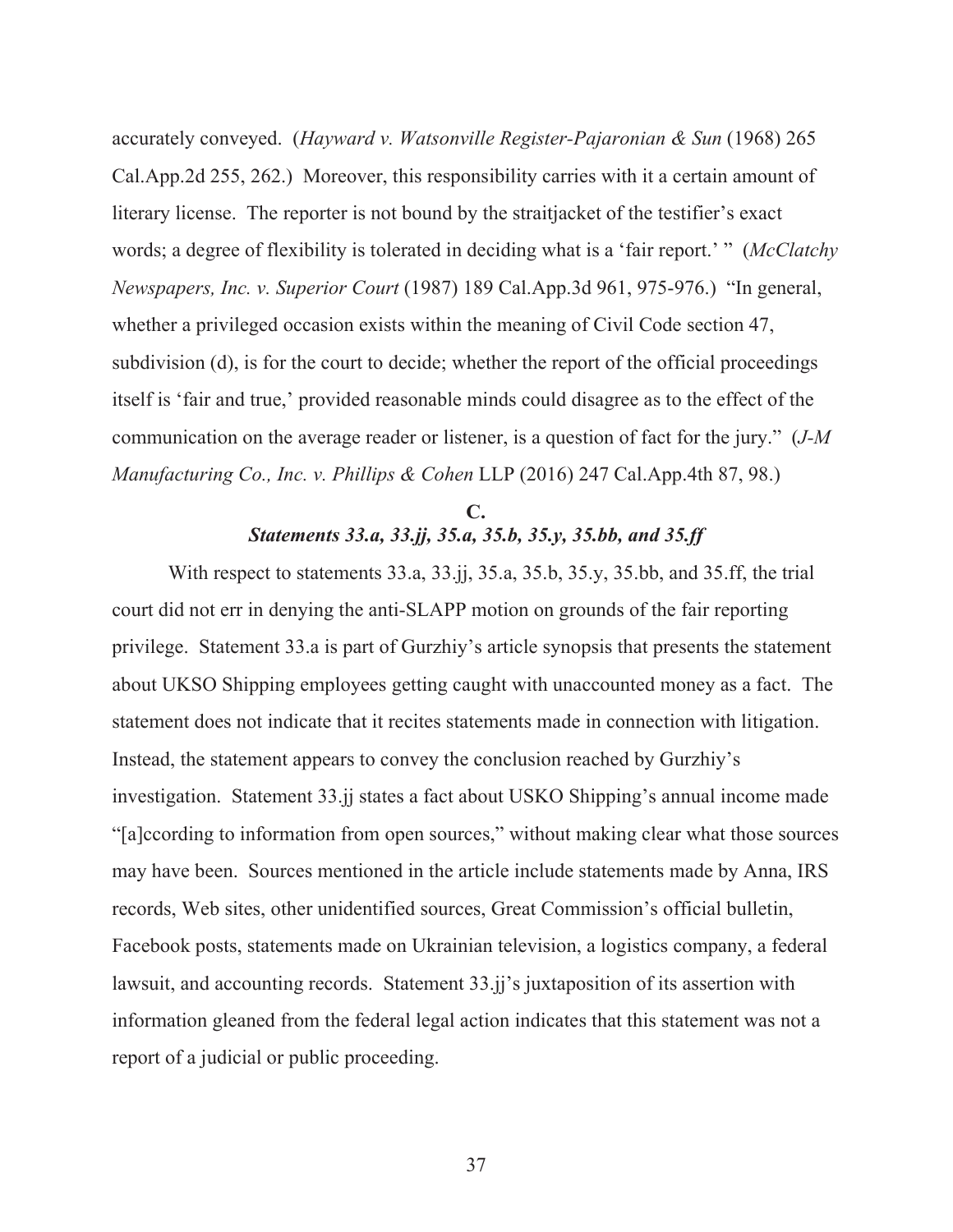accurately conveyed. (*Hayward v. Watsonville Register-Pajaronian & Sun* (1968) 265 Cal.App.2d 255, 262.) Moreover, this responsibility carries with it a certain amount of literary license. The reporter is not bound by the straitjacket of the testifier's exact words; a degree of flexibility is tolerated in deciding what is a 'fair report.' " (*McClatchy Newspapers, Inc. v. Superior Court* (1987) 189 Cal.App.3d 961, 975-976.) "In general, whether a privileged occasion exists within the meaning of Civil Code section 47, subdivision (d), is for the court to decide; whether the report of the official proceedings itself is 'fair and true,' provided reasonable minds could disagree as to the effect of the communication on the average reader or listener, is a question of fact for the jury." (*J-M Manufacturing Co., Inc. v. Phillips & Cohen* LLP (2016) 247 Cal.App.4th 87, 98.)

### C.
### *Statements 33.a, 33.jj, 35.a, 35.b, 35.y, 35.bb, and 35.ff*

With respect to statements 33.a, 33.jj, 35.a, 35.b, 35.y, 35.bb, and 35.ff, the trial court did not err in denying the anti-SLAPP motion on grounds of the fair reporting privilege. Statement 33.a is part of Gurzhiy's article synopsis that presents the statement about UKSO Shipping employees getting caught with unaccounted money as a fact. The statement does not indicate that it recites statements made in connection with litigation. Instead, the statement appears to convey the conclusion reached by Gurzhiy's investigation. Statement 33.jj states a fact about USKO Shipping's annual income made "[a]ccording to information from open sources," without making clear what those sources may have been. Sources mentioned in the article include statements made by Anna, IRS records, Web sites, other unidentified sources, Great Commission's official bulletin, Facebook posts, statements made on Ukrainian television, a logistics company, a federal lawsuit, and accounting records. Statement 33.jj's juxtaposition of its assertion with information gleaned from the federal legal action indicates that this statement was not a report of a judicial or public proceeding.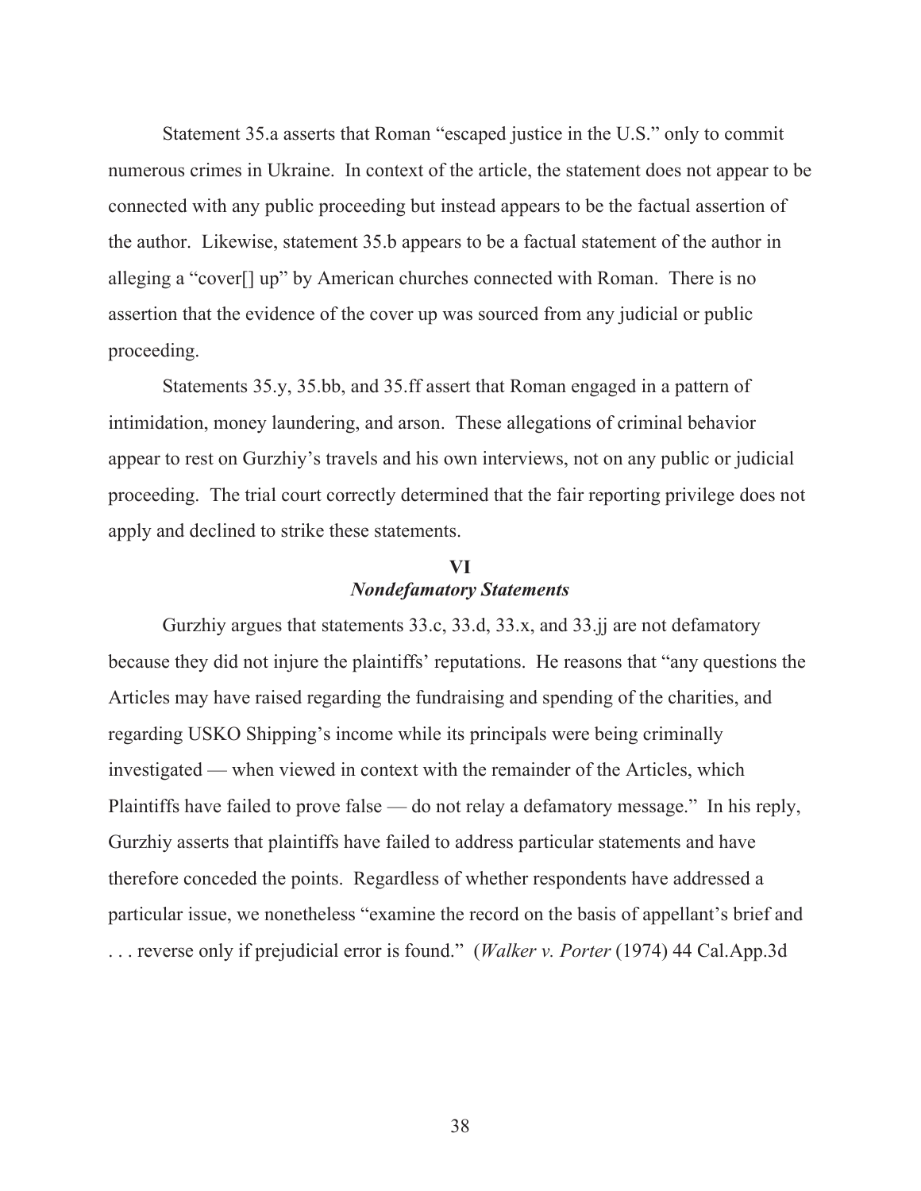Statement 35.a asserts that Roman "escaped justice in the U.S." only to commit numerous crimes in Ukraine. In context of the article, the statement does not appear to be connected with any public proceeding but instead appears to be the factual assertion of the author. Likewise, statement 35.b appears to be a factual statement of the author in alleging a "cover[] up" by American churches connected with Roman. There is no assertion that the evidence of the cover up was sourced from any judicial or public proceeding.

Statements 35.y, 35.bb, and 35.ff assert that Roman engaged in a pattern of intimidation, money laundering, and arson. These allegations of criminal behavior appear to rest on Gurzhiy's travels and his own interviews, not on any public or judicial proceeding. The trial court correctly determined that the fair reporting privilege does not apply and declined to strike these statements.

## VI
### *Nondefamatory Statements*

Gurzhiy argues that statements 33.c, 33.d, 33.x, and 33.jj are not defamatory because they did not injure the plaintiffs' reputations. He reasons that "any questions the Articles may have raised regarding the fundraising and spending of the charities, and regarding USKO Shipping's income while its principals were being criminally investigated — when viewed in context with the remainder of the Articles, which Plaintiffs have failed to prove false — do not relay a defamatory message." In his reply, Gurzhiy asserts that plaintiffs have failed to address particular statements and have therefore conceded the points. Regardless of whether respondents have addressed a particular issue, we nonetheless "examine the record on the basis of appellant's brief and . . . reverse only if prejudicial error is found." (*Walker v. Porter* (1974) 44 Cal.App.3d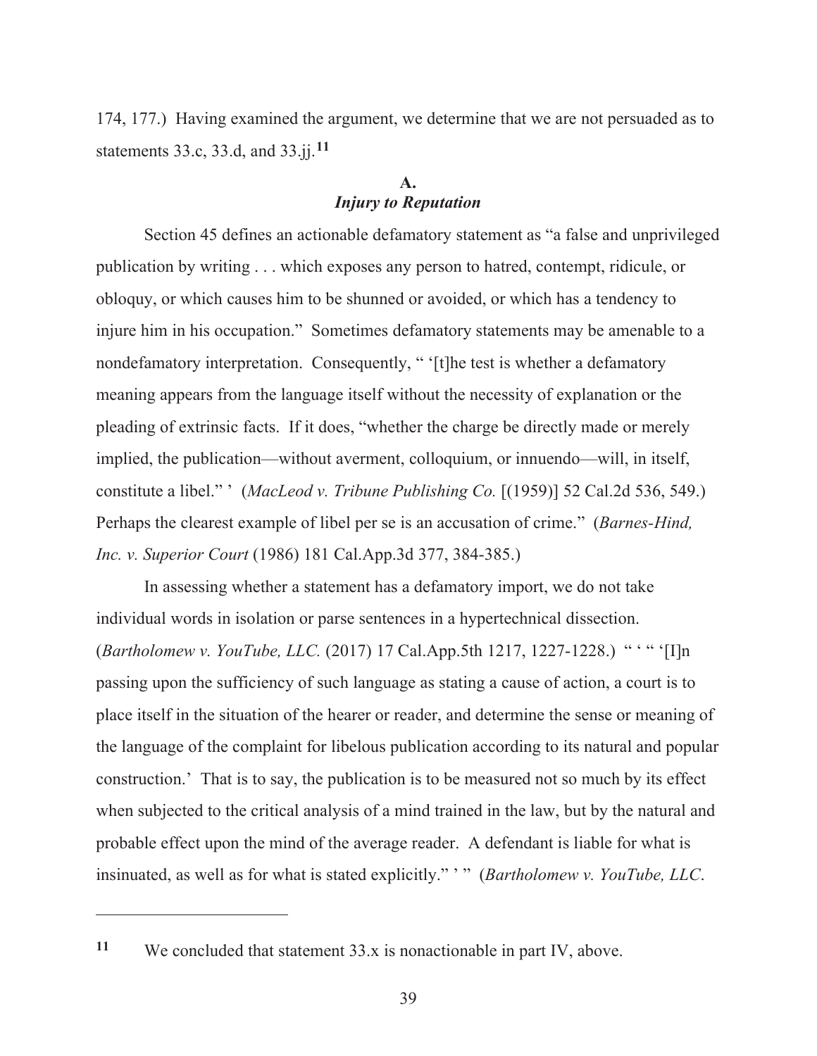174, 177.) Having examined the argument, we determine that we are not persuaded as to statements 33.c, 33.d, and 33.jj.[11]

### A.
### *Injury to Reputation*

Section 45 defines an actionable defamatory statement as "a false and unprivileged publication by writing . . . which exposes any person to hatred, contempt, ridicule, or obloquy, or which causes him to be shunned or avoided, or which has a tendency to injure him in his occupation." Sometimes defamatory statements may be amenable to a nondefamatory interpretation. Consequently, " '[t]he test is whether a defamatory meaning appears from the language itself without the necessity of explanation or the pleading of extrinsic facts. If it does, "whether the charge be directly made or merely implied, the publication—without averment, colloquium, or innuendo—will, in itself, constitute a libel." ' (*MacLeod v. Tribune Publishing Co.* [(1959)] 52 Cal.2d 536, 549.) Perhaps the clearest example of libel per se is an accusation of crime." (*Barnes-Hind, Inc. v. Superior Court* (1986) 181 Cal.App.3d 377, 384-385.)

In assessing whether a statement has a defamatory import, we do not take individual words in isolation or parse sentences in a hypertechnical dissection. (*Bartholomew v. YouTube, LLC.* (2017) 17 Cal.App.5th 1217, 1227-1228.) " ' " '[I]n passing upon the sufficiency of such language as stating a cause of action, a court is to place itself in the situation of the hearer or reader, and determine the sense or meaning of the language of the complaint for libelous publication according to its natural and popular construction.' That is to say, the publication is to be measured not so much by its effect when subjected to the critical analysis of a mind trained in the law, but by the natural and probable effect upon the mind of the average reader. A defendant is liable for what is insinuated, as well as for what is stated explicitly." ' " (*Bartholomew v. YouTube, LLC*.

---

[11] We concluded that statement 33.x is nonactionable in part IV, above.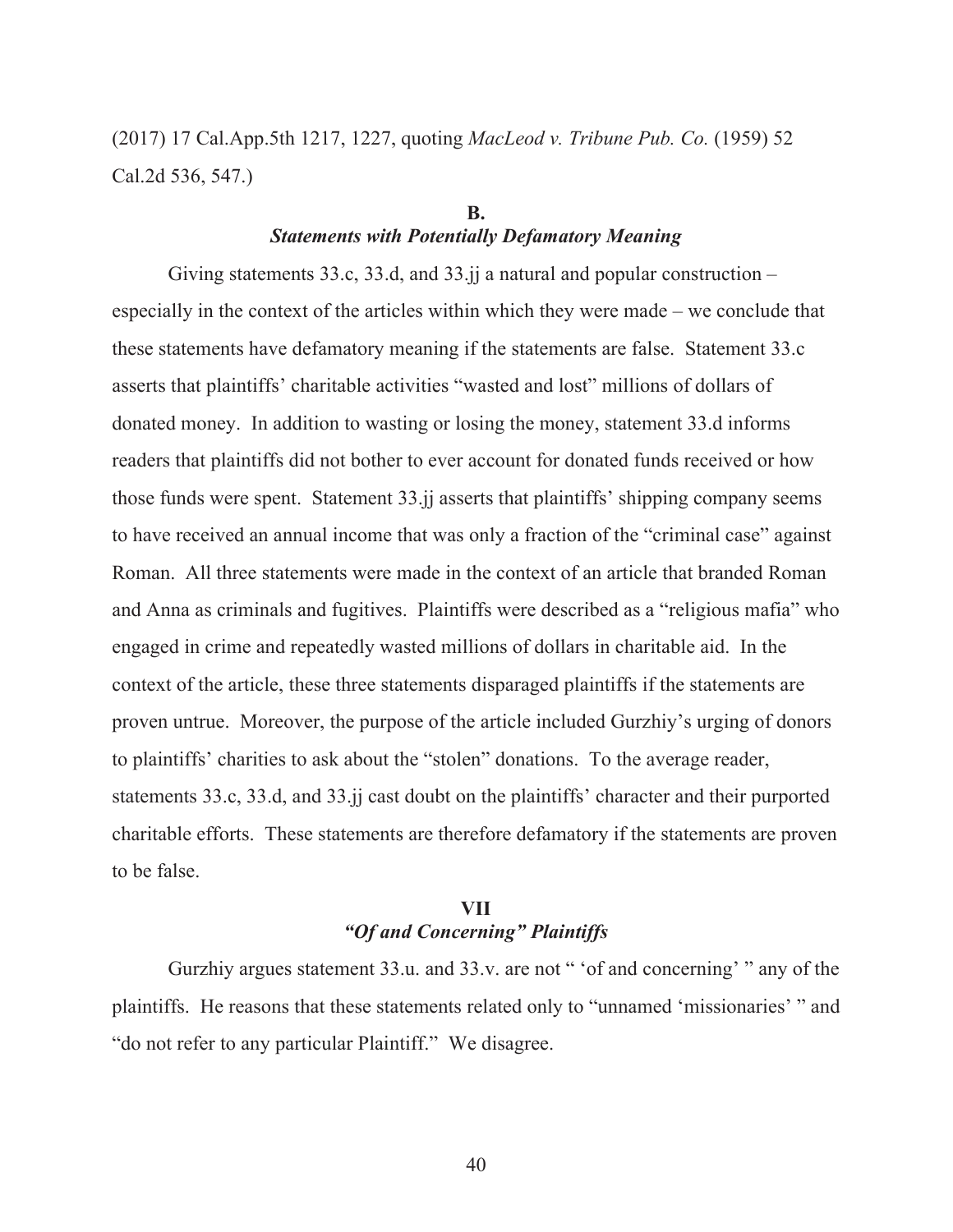(2017) 17 Cal.App.5th 1217, 1227, quoting *MacLeod v. Tribune Pub. Co.* (1959) 52 Cal.2d 536, 547.)

### B.
### *Statements with Potentially Defamatory Meaning*

Giving statements 33.c, 33.d, and 33.jj a natural and popular construction – especially in the context of the articles within which they were made – we conclude that these statements have defamatory meaning if the statements are false. Statement 33.c asserts that plaintiffs' charitable activities "wasted and lost" millions of dollars of donated money. In addition to wasting or losing the money, statement 33.d informs readers that plaintiffs did not bother to ever account for donated funds received or how those funds were spent. Statement 33.jj asserts that plaintiffs' shipping company seems to have received an annual income that was only a fraction of the "criminal case" against Roman. All three statements were made in the context of an article that branded Roman and Anna as criminals and fugitives. Plaintiffs were described as a "religious mafia" who engaged in crime and repeatedly wasted millions of dollars in charitable aid. In the context of the article, these three statements disparaged plaintiffs if the statements are proven untrue. Moreover, the purpose of the article included Gurzhiy's urging of donors to plaintiffs' charities to ask about the "stolen" donations. To the average reader, statements 33.c, 33.d, and 33.jj cast doubt on the plaintiffs' character and their purported charitable efforts. These statements are therefore defamatory if the statements are proven to be false.

## VII
## *"Of and Concerning" Plaintiffs*

Gurzhiy argues statement 33.u. and 33.v. are not " 'of and concerning' " any of the plaintiffs. He reasons that these statements related only to "unnamed 'missionaries' " and "do not refer to any particular Plaintiff." We disagree.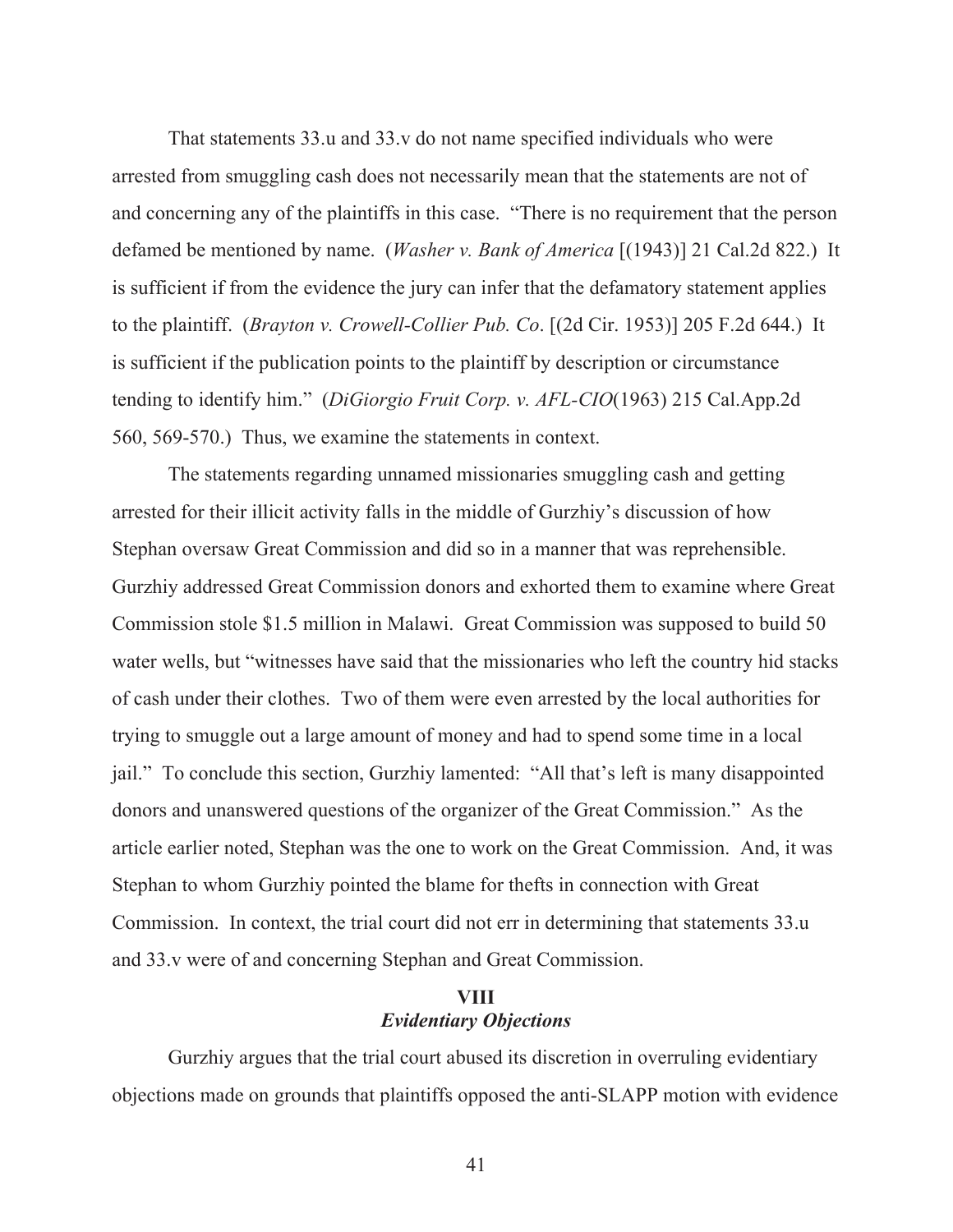That statements 33.u and 33.v do not name specified individuals who were arrested from smuggling cash does not necessarily mean that the statements are not of and concerning any of the plaintiffs in this case. "There is no requirement that the person defamed be mentioned by name. (*Washer v. Bank of America* [(1943)] 21 Cal.2d 822.) It is sufficient if from the evidence the jury can infer that the defamatory statement applies to the plaintiff. (*Brayton v. Crowell-Collier Pub. Co*. [(2d Cir. 1953)] 205 F.2d 644.) It is sufficient if the publication points to the plaintiff by description or circumstance tending to identify him." (*DiGiorgio Fruit Corp. v. AFL-CIO*(1963) 215 Cal.App.2d 560, 569-570.) Thus, we examine the statements in context.

The statements regarding unnamed missionaries smuggling cash and getting arrested for their illicit activity falls in the middle of Gurzhiy's discussion of how Stephan oversaw Great Commission and did so in a manner that was reprehensible. Gurzhiy addressed Great Commission donors and exhorted them to examine where Great Commission stole $1.5 million in Malawi. Great Commission was supposed to build 50 water wells, but "witnesses have said that the missionaries who left the country hid stacks of cash under their clothes. Two of them were even arrested by the local authorities for trying to smuggle out a large amount of money and had to spend some time in a local jail." To conclude this section, Gurzhiy lamented: "All that's left is many disappointed donors and unanswered questions of the organizer of the Great Commission." As the article earlier noted, Stephan was the one to work on the Great Commission. And, it was Stephan to whom Gurzhiy pointed the blame for thefts in connection with Great Commission. In context, the trial court did not err in determining that statements 33.u and 33.v were of and concerning Stephan and Great Commission.

## VIII
### *Evidentiary Objections*

Gurzhiy argues that the trial court abused its discretion in overruling evidentiary objections made on grounds that plaintiffs opposed the anti-SLAPP motion with evidence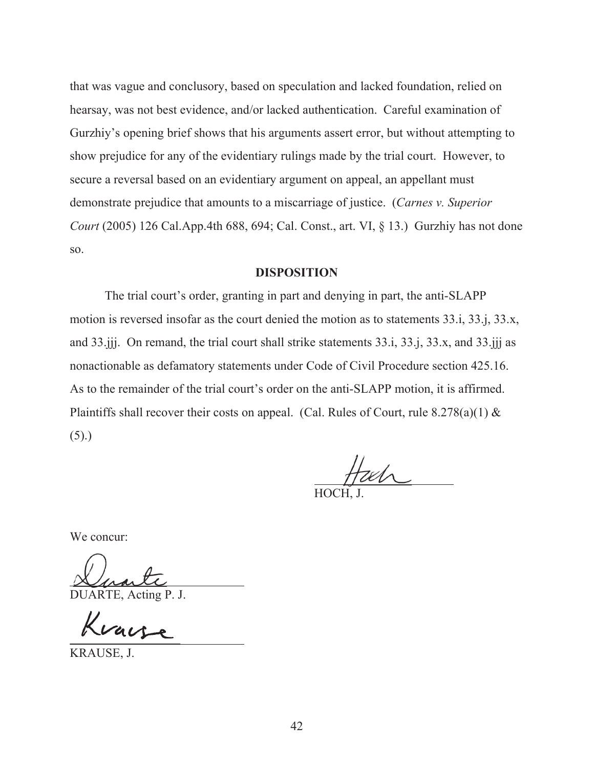that was vague and conclusory, based on speculation and lacked foundation, relied on hearsay, was not best evidence, and/or lacked authentication. Careful examination of Gurzhiy's opening brief shows that his arguments assert error, but without attempting to show prejudice for any of the evidentiary rulings made by the trial court. However, to secure a reversal based on an evidentiary argument on appeal, an appellant must demonstrate prejudice that amounts to a miscarriage of justice. (*Carnes v. Superior Court* (2005) 126 Cal.App.4th 688, 694; Cal. Const., art. VI, § 13.) Gurzhiy has not done so.

## DISPOSITION

The trial court's order, granting in part and denying in part, the anti-SLAPP motion is reversed insofar as the court denied the motion as to statements 33.i, 33.j, 33.x, and 33.jjj. On remand, the trial court shall strike statements 33.i, 33.j, 33.x, and 33.jjj as nonactionable as defamatory statements under Code of Civil Procedure section 425.16. As to the remainder of the trial court's order on the anti-SLAPP motion, it is affirmed. Plaintiffs shall recover their costs on appeal. (Cal. Rules of Court, rule 8.278(a)(1) & (5).)

HOCH, J.

We concur:

DUARTE, Acting P. J.

KRAUSE, J.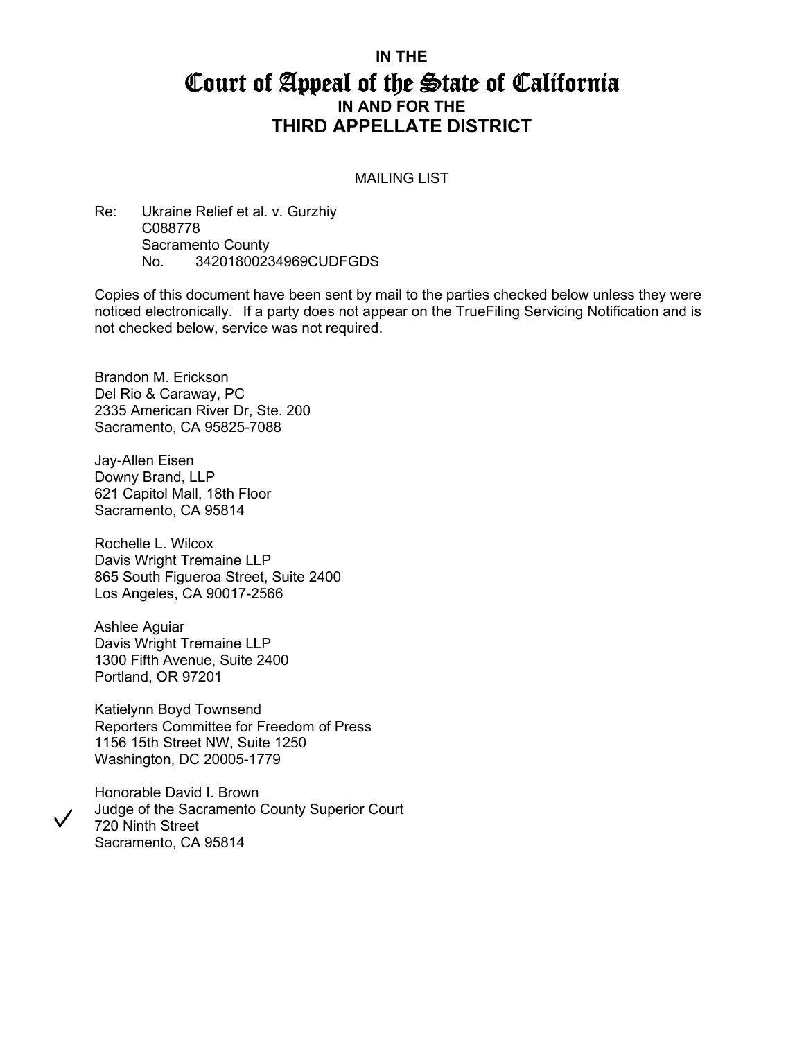**IN THE**

# Court of Appeal of the State of California

**IN AND FOR THE**

## THIRD APPELLATE DISTRICT

MAILING LIST

Re: Ukraine Relief et al. v. Gurzhiy
C088778
Sacramento County
No. 34201800234969CUDFGDS

Copies of this document have been sent by mail to the parties checked below unless they were noticed electronically. If a party does not appear on the TrueFiling Servicing Notification and is not checked below, service was not required.

Brandon M. Erickson
Del Rio & Caraway, PC
2335 American River Dr, Ste. 200
Sacramento, CA 95825-7088

Jay-Allen Eisen
Downy Brand, LLP
621 Capitol Mall, 18th Floor
Sacramento, CA 95814

Rochelle L. Wilcox
Davis Wright Tremaine LLP
865 South Figueroa Street, Suite 2400
Los Angeles, CA 90017-2566

Ashlee Aguiar
Davis Wright Tremaine LLP
1300 Fifth Avenue, Suite 2400
Portland, OR 97201

Katielynn Boyd Townsend
Reporters Committee for Freedom of Press
1156 15th Street NW, Suite 1250
Washington, DC 20005-1779

✓ Honorable David I. Brown
Judge of the Sacramento County Superior Court
720 Ninth Street
Sacramento, CA 95814